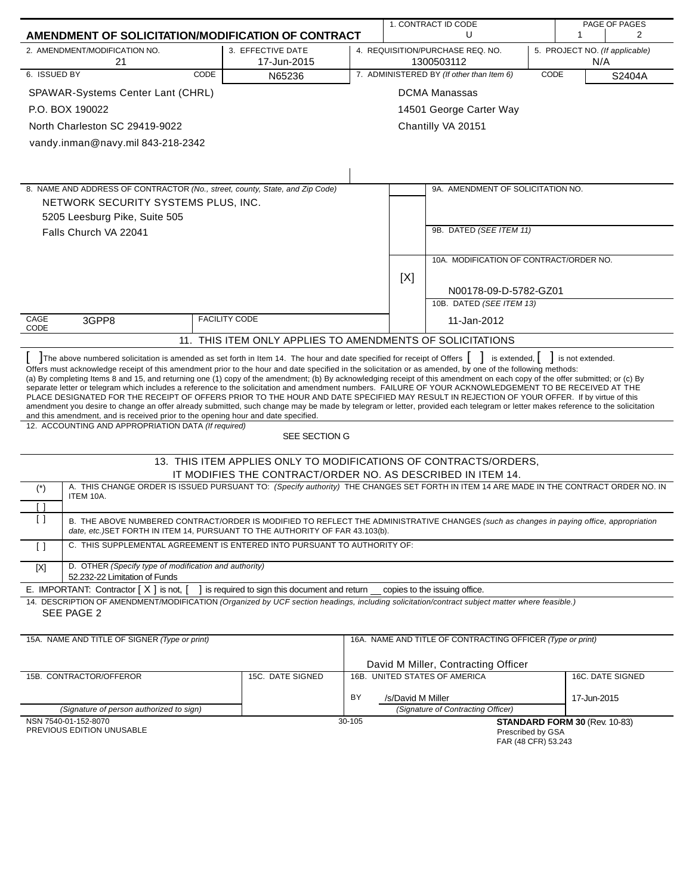# AMENDMENT OF SOLICITATION/MODIFICATION OF CONTRACT

| 1. CONTRACT ID CODE | PAGE OF PAGES |
|---|---|
| U | 1 2 |

| 2. AMENDMENT/MODIFICATION NO. | 3. EFFECTIVE DATE | 4. REQUISITION/PURCHASE REQ. NO. | 5. PROJECT NO. (If applicable) |
|---|---|---|---|
| 21 | 17-Jun-2015 | 1300503112 | N/A |

**6. ISSUED BY** CODE N65236

SPAWAR-Systems Center Lant (CHRL)
P.O. BOX 190022
North Charleston SC 29419-9022
vandy.inman@navy.mil 843-218-2342

**7. ADMINISTERED BY** *(If other than Item 6)* CODE S2404A

DCMA Manassas
14501 George Carter Way
Chantilly VA 20151

**8. NAME AND ADDRESS OF CONTRACTOR** *(No., street, county, State, and Zip Code)*

NETWORK SECURITY SYSTEMS PLUS, INC.
5205 Leesburg Pike, Suite 505
Falls Church VA 22041

CAGE CODE: 3GPP8 FACILITY CODE:

9A. AMENDMENT OF SOLICITATION NO.

9B. DATED *(SEE ITEM 11)*

[X] 10A. MODIFICATION OF CONTRACT/ORDER NO.
N00178-09-D-5782-GZ01

10B. DATED *(SEE ITEM 13)*
11-Jan-2012

## 11. THIS ITEM ONLY APPLIES TO AMENDMENTS OF SOLICITATIONS

[ ] The above numbered solicitation is amended as set forth in Item 14. The hour and date specified for receipt of Offers [ ] is extended, [ ] is not extended.
Offers must acknowledge receipt of this amendment prior to the hour and date specified in the solicitation or as amended, by one of the following methods:
(a) By completing Items 8 and 15, and returning one (1) copy of the amendment; (b) By acknowledging receipt of this amendment on each copy of the offer submitted; or (c) By separate letter or telegram which includes a reference to the solicitation and amendment numbers. FAILURE OF YOUR ACKNOWLEDGEMENT TO BE RECEIVED AT THE PLACE DESIGNATED FOR THE RECEIPT OF OFFERS PRIOR TO THE HOUR AND DATE SPECIFIED MAY RESULT IN REJECTION OF YOUR OFFER. If by virtue of this amendment you desire to change an offer already submitted, such change may be made by telegram or letter, provided each telegram or letter makes reference to the solicitation and this amendment, and is received prior to the opening hour and date specified.

**12. ACCOUNTING AND APPROPRIATION DATA** *(If required)*
SEE SECTION G

## 13. THIS ITEM APPLIES ONLY TO MODIFICATIONS OF CONTRACTS/ORDERS, IT MODIFIES THE CONTRACT/ORDER NO. AS DESCRIBED IN ITEM 14.

| | |
|---|---|
| (*) | A. THIS CHANGE ORDER IS ISSUED PURSUANT TO: *(Specify authority)* THE CHANGES SET FORTH IN ITEM 14 ARE MADE IN THE CONTRACT ORDER NO. IN ITEM 10A. |
| [ ] | |
| [ ] | B. THE ABOVE NUMBERED CONTRACT/ORDER IS MODIFIED TO REFLECT THE ADMINISTRATIVE CHANGES *(such as changes in paying office, appropriation date, etc.)* SET FORTH IN ITEM 14, PURSUANT TO THE AUTHORITY OF FAR 43.103(b). |
| [ ] | C. THIS SUPPLEMENTAL AGREEMENT IS ENTERED INTO PURSUANT TO AUTHORITY OF: |
| [X] | D. OTHER *(Specify type of modification and authority)* 52.232-22 Limitation of Funds |

E. IMPORTANT: Contractor [ X ] is not, [ ] is required to sign this document and return __ copies to the issuing office.

**14. DESCRIPTION OF AMENDMENT/MODIFICATION** *(Organized by UCF section headings, including solicitation/contract subject matter where feasible.)*
SEE PAGE 2

| 15A. NAME AND TITLE OF SIGNER *(Type or print)* | | 16A. NAME AND TITLE OF CONTRACTING OFFICER *(Type or print)* | |
|---|---|---|---|
| | | David M Miller, Contracting Officer | |
| 15B. CONTRACTOR/OFFEROR | 15C. DATE SIGNED | 16B. UNITED STATES OF AMERICA | 16C. DATE SIGNED |
| | | BY /s/David M Miller | 17-Jun-2015 |
| *(Signature of person authorized to sign)* | | *(Signature of Contracting Officer)* | |

NSN 7540-01-152-8070
PREVIOUS EDITION UNUSABLE
30-105
**STANDARD FORM 30** (Rev. 10-83)
Prescribed by GSA
FAR (48 CFR) 53.243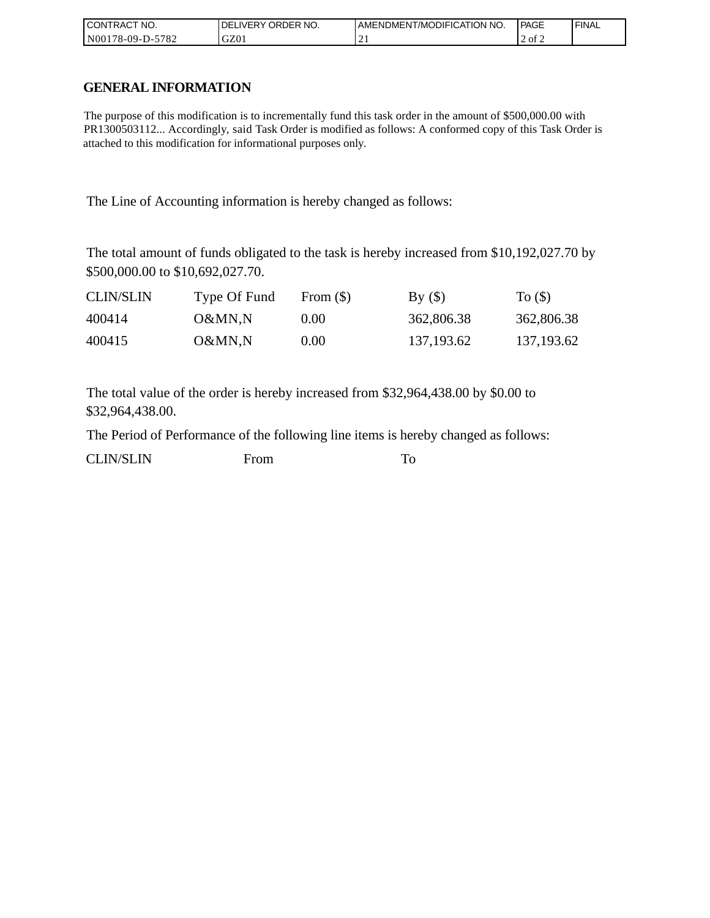| CONTRACT NO. | DELIVERY ORDER NO. | AMENDMENT/MODIFICATION NO. | PAGE | FINAL |
| --- | --- | --- | --- | --- |
| N00178-09-D-5782 | GZ01 | 21 | 2 of 2 | |

## GENERAL INFORMATION

The purpose of this modification is to incrementally fund this task order in the amount of $500,000.00 with PR1300503112... Accordingly, said Task Order is modified as follows: A conformed copy of this Task Order is attached to this modification for informational purposes only.

The Line of Accounting information is hereby changed as follows:

The total amount of funds obligated to the task is hereby increased from $10,192,027.70 by $500,000.00 to $10,692,027.70.

| CLIN/SLIN | Type Of Fund | From ($) | By ($) | To ($) |
| --- | --- | --- | --- | --- |
| 400414 | O&MN,N | 0.00 | 362,806.38 | 362,806.38 |
| 400415 | O&MN,N | 0.00 | 137,193.62 | 137,193.62 |

The total value of the order is hereby increased from $32,964,438.00 by $0.00 to $32,964,438.00.

The Period of Performance of the following line items is hereby changed as follows:

| CLIN/SLIN | From | To |
| --- | --- | --- |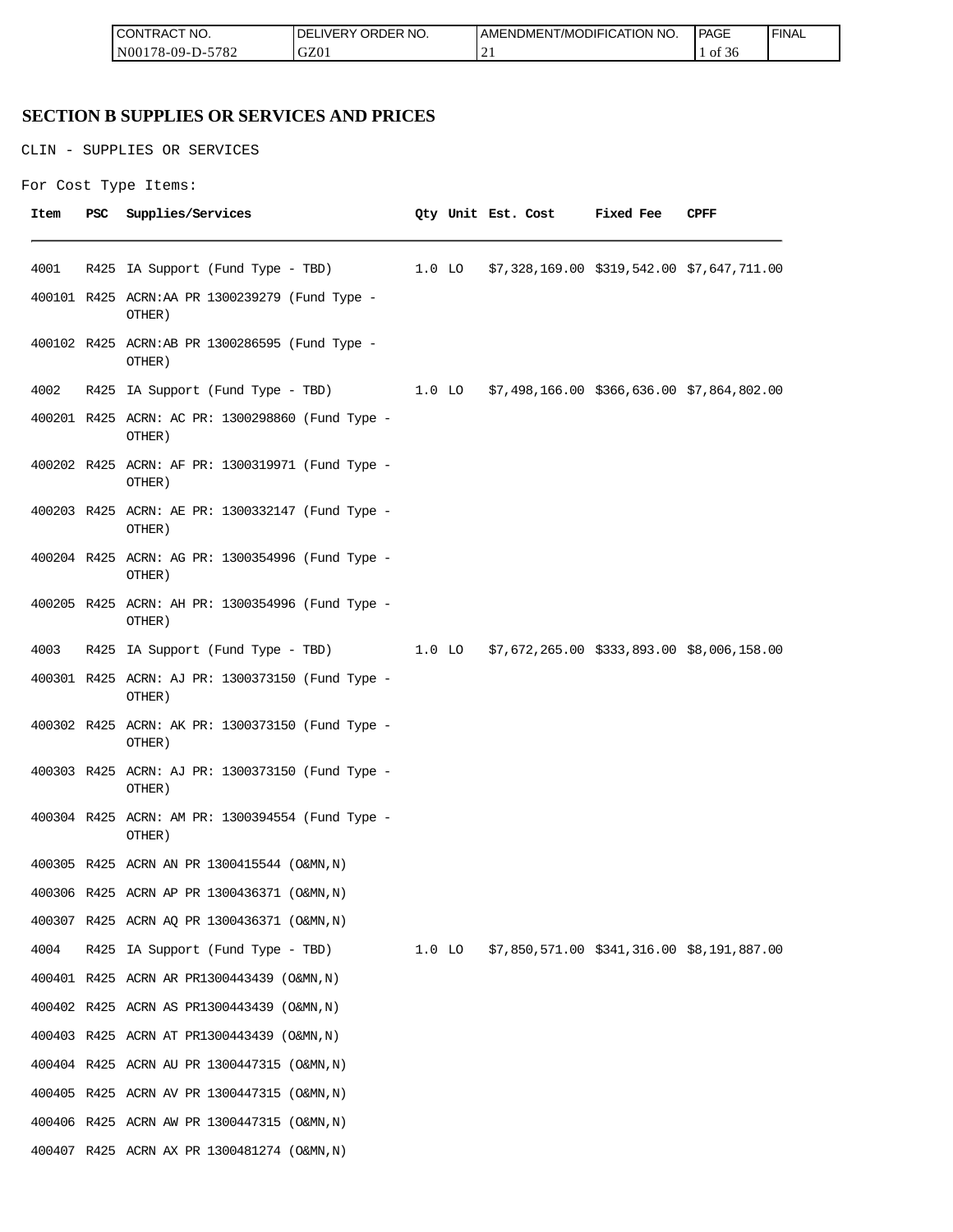## SECTION B SUPPLIES OR SERVICES AND PRICES

CLIN - SUPPLIES OR SERVICES

For Cost Type Items:

| Item | PSC | Supplies/Services | Qty | Unit | Est. Cost | Fixed Fee | CPFF |
|---|---|---|---|---|---|---|---|
| 4001 | R425 | IA Support (Fund Type - TBD) | 1.0 | LO | $7,328,169.00 | $319,542.00 | $7,647,711.00 |
| 400101 | R425 | ACRN:AA PR 1300239279 (Fund Type - OTHER) | | | | | |
| 400102 | R425 | ACRN:AB PR 1300286595 (Fund Type - OTHER) | | | | | |
| 4002 | R425 | IA Support (Fund Type - TBD) | 1.0 | LO | $7,498,166.00 | $366,636.00 | $7,864,802.00 |
| 400201 | R425 | ACRN: AC PR: 1300298860 (Fund Type - OTHER) | | | | | |
| 400202 | R425 | ACRN: AF PR: 1300319971 (Fund Type - OTHER) | | | | | |
| 400203 | R425 | ACRN: AE PR: 1300332147 (Fund Type - OTHER) | | | | | |
| 400204 | R425 | ACRN: AG PR: 1300354996 (Fund Type - OTHER) | | | | | |
| 400205 | R425 | ACRN: AH PR: 1300354996 (Fund Type - OTHER) | | | | | |
| 4003 | R425 | IA Support (Fund Type - TBD) | 1.0 | LO | $7,672,265.00 | $333,893.00 | $8,006,158.00 |
| 400301 | R425 | ACRN: AJ PR: 1300373150 (Fund Type - OTHER) | | | | | |
| 400302 | R425 | ACRN: AK PR: 1300373150 (Fund Type - OTHER) | | | | | |
| 400303 | R425 | ACRN: AJ PR: 1300373150 (Fund Type - OTHER) | | | | | |
| 400304 | R425 | ACRN: AM PR: 1300394554 (Fund Type - OTHER) | | | | | |
| 400305 | R425 | ACRN AN PR 1300415544 (O&MN,N) | | | | | |
| 400306 | R425 | ACRN AP PR 1300436371 (O&MN,N) | | | | | |
| 400307 | R425 | ACRN AQ PR 1300436371 (O&MN,N) | | | | | |
| 4004 | R425 | IA Support (Fund Type - TBD) | 1.0 | LO | $7,850,571.00 | $341,316.00 | $8,191,887.00 |
| 400401 | R425 | ACRN AR PR1300443439 (O&MN,N) | | | | | |
| 400402 | R425 | ACRN AS PR1300443439 (O&MN,N) | | | | | |
| 400403 | R425 | ACRN AT PR1300443439 (O&MN,N) | | | | | |
| 400404 | R425 | ACRN AU PR 1300447315 (O&MN,N) | | | | | |
| 400405 | R425 | ACRN AV PR 1300447315 (O&MN,N) | | | | | |
| 400406 | R425 | ACRN AW PR 1300447315 (O&MN,N) | | | | | |
| 400407 | R425 | ACRN AX PR 1300481274 (O&MN,N) | | | | | |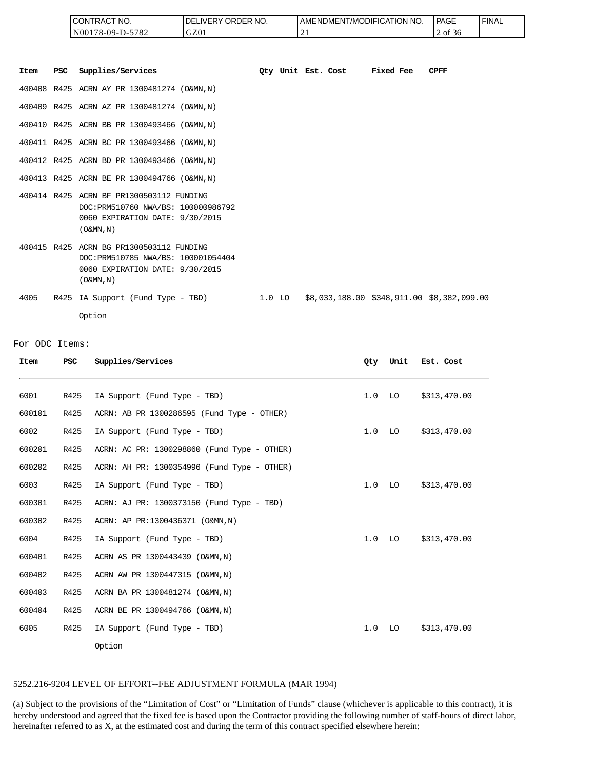| Item | PSC | Supplies/Services | Qty | Unit | Est. Cost | Fixed Fee | CPFF |
|---|---|---|---|---|---|---|---|
| 400408 | R425 | ACRN AY PR 1300481274 (O&MN,N) | | | | | |
| 400409 | R425 | ACRN AZ PR 1300481274 (O&MN,N) | | | | | |
| 400410 | R425 | ACRN BB PR 1300493466 (O&MN,N) | | | | | |
| 400411 | R425 | ACRN BC PR 1300493466 (O&MN,N) | | | | | |
| 400412 | R425 | ACRN BD PR 1300493466 (O&MN,N) | | | | | |
| 400413 | R425 | ACRN BE PR 1300494766 (O&MN,N) | | | | | |
| 400414 | R425 | ACRN BF PR1300503112 FUNDING DOC:PRM510760 NWA/BS: 100000986792 0060 EXPIRATION DATE: 9/30/2015 (O&MN,N) | | | | | |
| 400415 | R425 | ACRN BG PR1300503112 FUNDING DOC:PRM510785 NWA/BS: 100001054404 0060 EXPIRATION DATE: 9/30/2015 (O&MN,N) | | | | | |
| 4005 | R425 | IA Support (Fund Type - TBD) Option | 1.0 | LO | $8,033,188.00 | $348,911.00 | $8,382,099.00 |

For ODC Items:

| Item | PSC | Supplies/Services | Qty | Unit | Est. Cost |
|---|---|---|---|---|---|
| 6001 | R425 | IA Support (Fund Type - TBD) | 1.0 | LO | $313,470.00 |
| 600101 | R425 | ACRN: AB PR 1300286595 (Fund Type - OTHER) | | | |
| 6002 | R425 | IA Support (Fund Type - TBD) | 1.0 | LO | $313,470.00 |
| 600201 | R425 | ACRN: AC PR: 1300298860 (Fund Type - OTHER) | | | |
| 600202 | R425 | ACRN: AH PR: 1300354996 (Fund Type - OTHER) | | | |
| 6003 | R425 | IA Support (Fund Type - TBD) | 1.0 | LO | $313,470.00 |
| 600301 | R425 | ACRN: AJ PR: 1300373150 (Fund Type - TBD) | | | |
| 600302 | R425 | ACRN: AP PR:1300436371 (O&MN,N) | | | |
| 6004 | R425 | IA Support (Fund Type - TBD) | 1.0 | LO | $313,470.00 |
| 600401 | R425 | ACRN AS PR 1300443439 (O&MN,N) | | | |
| 600402 | R425 | ACRN AW PR 1300447315 (O&MN,N) | | | |
| 600403 | R425 | ACRN BA PR 1300481274 (O&MN,N) | | | |
| 600404 | R425 | ACRN BE PR 1300494766 (O&MN,N) | | | |
| 6005 | R425 | IA Support (Fund Type - TBD) Option | 1.0 | LO | $313,470.00 |

5252.216-9204 LEVEL OF EFFORT--FEE ADJUSTMENT FORMULA (MAR 1994)

(a) Subject to the provisions of the "Limitation of Cost" or "Limitation of Funds" clause (whichever is applicable to this contract), it is hereby understood and agreed that the fixed fee is based upon the Contractor providing the following number of staff-hours of direct labor, hereinafter referred to as X, at the estimated cost and during the term of this contract specified elsewhere herein: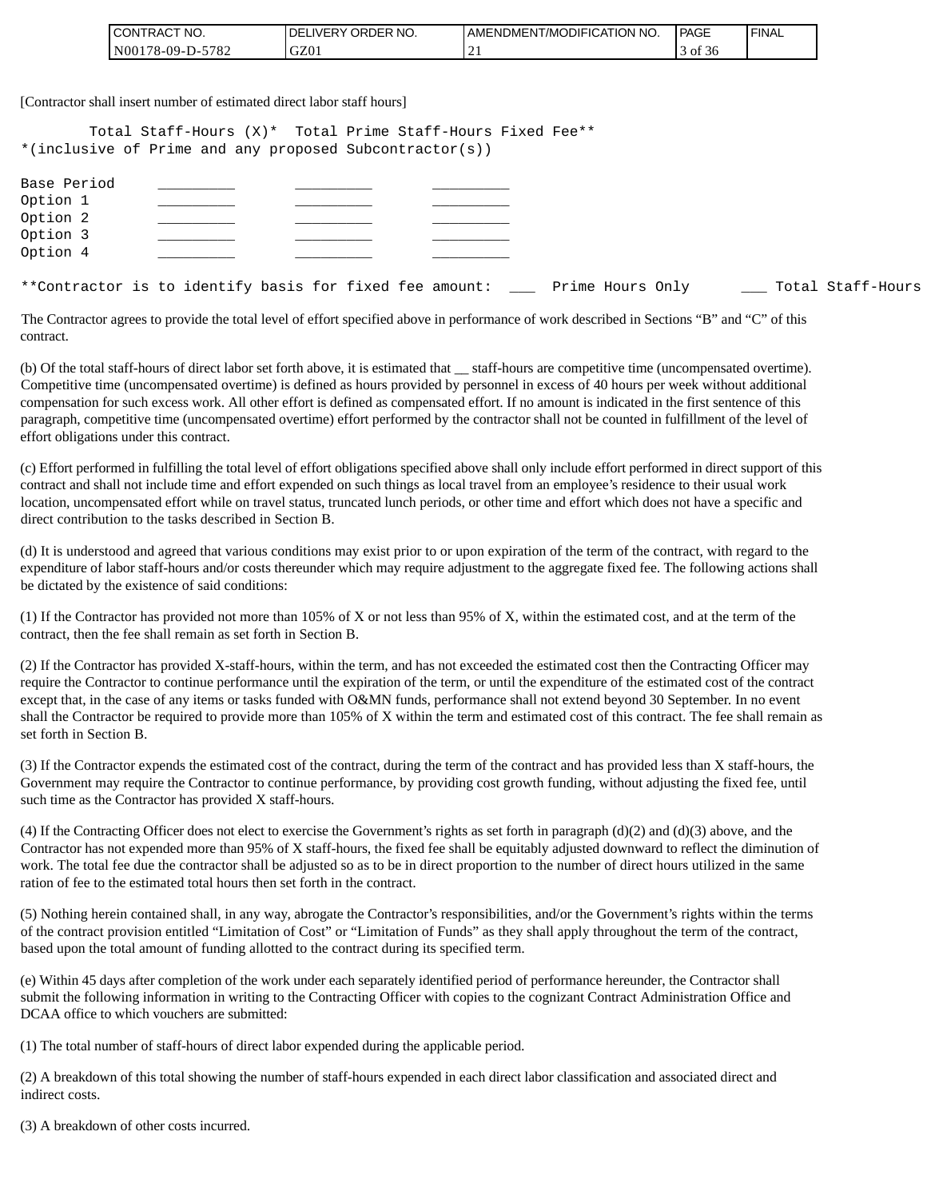[Contractor shall insert number of estimated direct labor staff hours]

```
        Total Staff-Hours (X)*  Total Prime Staff-Hours Fixed Fee**
*(inclusive of Prime and any proposed Subcontractor(s))

Base Period     _________       _________       _________
Option 1        _________       _________       _________
Option 2        _________       _________       _________
Option 3        _________       _________       _________
Option 4        _________       _________       _________

**Contractor is to identify basis for fixed fee amount:  ___  Prime Hours Only      ___ Total Staff-Hours
```

The Contractor agrees to provide the total level of effort specified above in performance of work described in Sections "B" and "C" of this contract.

(b) Of the total staff-hours of direct labor set forth above, it is estimated that __ staff-hours are competitive time (uncompensated overtime). Competitive time (uncompensated overtime) is defined as hours provided by personnel in excess of 40 hours per week without additional compensation for such excess work. All other effort is defined as compensated effort. If no amount is indicated in the first sentence of this paragraph, competitive time (uncompensated overtime) effort performed by the contractor shall not be counted in fulfillment of the level of effort obligations under this contract.

(c) Effort performed in fulfilling the total level of effort obligations specified above shall only include effort performed in direct support of this contract and shall not include time and effort expended on such things as local travel from an employee's residence to their usual work location, uncompensated effort while on travel status, truncated lunch periods, or other time and effort which does not have a specific and direct contribution to the tasks described in Section B.

(d) It is understood and agreed that various conditions may exist prior to or upon expiration of the term of the contract, with regard to the expenditure of labor staff-hours and/or costs thereunder which may require adjustment to the aggregate fixed fee. The following actions shall be dictated by the existence of said conditions:

(1) If the Contractor has provided not more than 105% of X or not less than 95% of X, within the estimated cost, and at the term of the contract, then the fee shall remain as set forth in Section B.

(2) If the Contractor has provided X-staff-hours, within the term, and has not exceeded the estimated cost then the Contracting Officer may require the Contractor to continue performance until the expiration of the term, or until the expenditure of the estimated cost of the contract except that, in the case of any items or tasks funded with O&MN funds, performance shall not extend beyond 30 September. In no event shall the Contractor be required to provide more than 105% of X within the term and estimated cost of this contract. The fee shall remain as set forth in Section B.

(3) If the Contractor expends the estimated cost of the contract, during the term of the contract and has provided less than X staff-hours, the Government may require the Contractor to continue performance, by providing cost growth funding, without adjusting the fixed fee, until such time as the Contractor has provided X staff-hours.

(4) If the Contracting Officer does not elect to exercise the Government's rights as set forth in paragraph (d)(2) and (d)(3) above, and the Contractor has not expended more than 95% of X staff-hours, the fixed fee shall be equitably adjusted downward to reflect the diminution of work. The total fee due the contractor shall be adjusted so as to be in direct proportion to the number of direct hours utilized in the same ration of fee to the estimated total hours then set forth in the contract.

(5) Nothing herein contained shall, in any way, abrogate the Contractor's responsibilities, and/or the Government's rights within the terms of the contract provision entitled "Limitation of Cost" or "Limitation of Funds" as they shall apply throughout the term of the contract, based upon the total amount of funding allotted to the contract during its specified term.

(e) Within 45 days after completion of the work under each separately identified period of performance hereunder, the Contractor shall submit the following information in writing to the Contracting Officer with copies to the cognizant Contract Administration Office and DCAA office to which vouchers are submitted:

(1) The total number of staff-hours of direct labor expended during the applicable period.

(2) A breakdown of this total showing the number of staff-hours expended in each direct labor classification and associated direct and indirect costs.

(3) A breakdown of other costs incurred.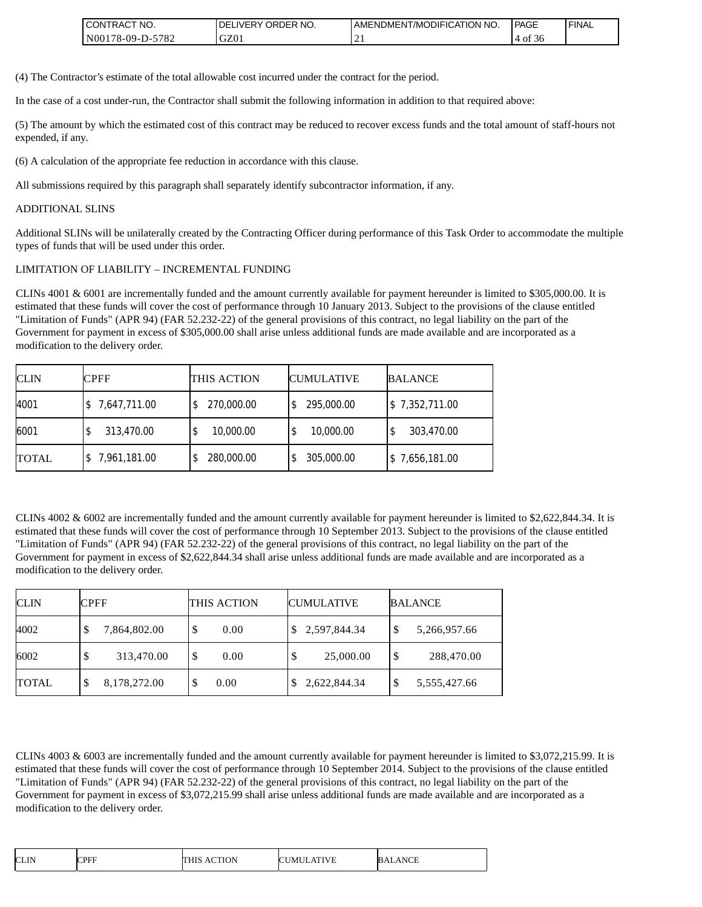(4) The Contractor's estimate of the total allowable cost incurred under the contract for the period.

In the case of a cost under-run, the Contractor shall submit the following information in addition to that required above:

(5) The amount by which the estimated cost of this contract may be reduced to recover excess funds and the total amount of staff-hours not expended, if any.

(6) A calculation of the appropriate fee reduction in accordance with this clause.

All submissions required by this paragraph shall separately identify subcontractor information, if any.

ADDITIONAL SLINS

Additional SLINs will be unilaterally created by the Contracting Officer during performance of this Task Order to accommodate the multiple types of funds that will be used under this order.

LIMITATION OF LIABILITY – INCREMENTAL FUNDING

CLINs 4001 & 6001 are incrementally funded and the amount currently available for payment hereunder is limited to $305,000.00. It is estimated that these funds will cover the cost of performance through 10 January 2013. Subject to the provisions of the clause entitled "Limitation of Funds" (APR 94) (FAR 52.232-22) of the general provisions of this contract, no legal liability on the part of the Government for payment in excess of $305,000.00 shall arise unless additional funds are made available and are incorporated as a modification to the delivery order.

| CLIN | CPFF | THIS ACTION | CUMULATIVE | BALANCE |
|---|---|---|---|---|
| 4001 | $ 7,647,711.00 | $ 270,000.00 | $ 295,000.00 | $ 7,352,711.00 |
| 6001 | $ 313,470.00 | $ 10,000.00 | $ 10,000.00 | $ 303,470.00 |
| TOTAL | $ 7,961,181.00 | $ 280,000.00 | $ 305,000.00 | $ 7,656,181.00 |

CLINs 4002 & 6002 are incrementally funded and the amount currently available for payment hereunder is limited to $2,622,844.34. It is estimated that these funds will cover the cost of performance through 10 September 2013. Subject to the provisions of the clause entitled "Limitation of Funds" (APR 94) (FAR 52.232-22) of the general provisions of this contract, no legal liability on the part of the Government for payment in excess of $2,622,844.34 shall arise unless additional funds are made available and are incorporated as a modification to the delivery order.

| CLIN | CPFF | THIS ACTION | CUMULATIVE | BALANCE |
|---|---|---|---|---|
| 4002 | $ 7,864,802.00 | $ 0.00 | $ 2,597,844.34 | $ 5,266,957.66 |
| 6002 | $ 313,470.00 | $ 0.00 | $ 25,000.00 | $ 288,470.00 |
| TOTAL | $ 8,178,272.00 | $ 0.00 | $ 2,622,844.34 | $ 5,555,427.66 |

CLINs 4003 & 6003 are incrementally funded and the amount currently available for payment hereunder is limited to $3,072,215.99. It is estimated that these funds will cover the cost of performance through 10 September 2014. Subject to the provisions of the clause entitled "Limitation of Funds" (APR 94) (FAR 52.232-22) of the general provisions of this contract, no legal liability on the part of the Government for payment in excess of $3,072,215.99 shall arise unless additional funds are made available and are incorporated as a modification to the delivery order.

| CLIN | CPFF | THIS ACTION | CUMULATIVE | BALANCE |
|---|---|---|---|---|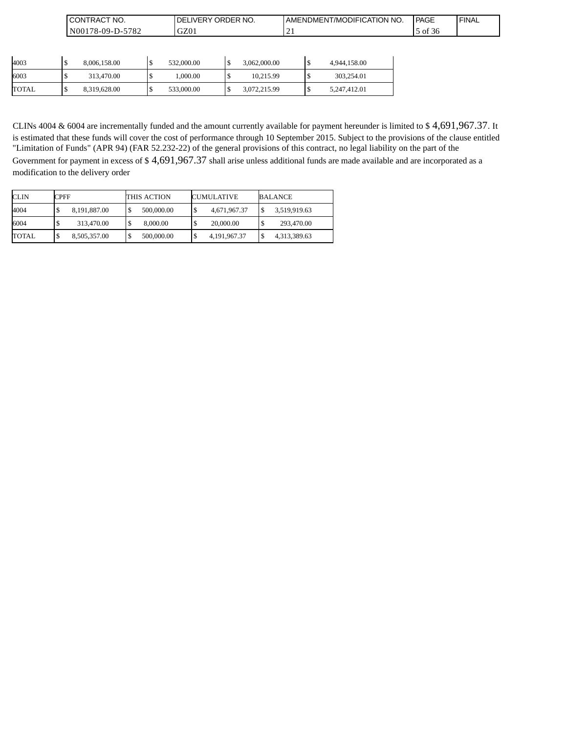| | | | | |
|---|---|---|---|---|
| 4003 | $ 8,006,158.00 | $ 532,000.00 | $ 3,062,000.00 | $ 4,944,158.00 |
| 6003 | $ 313,470.00 | $ 1,000.00 | $ 10,215.99 | $ 303,254.01 |
| TOTAL | $ 8,319,628.00 | $ 533,000.00 | $ 3,072,215.99 | $ 5,247,412.01 |

CLINs 4004 & 6004 are incrementally funded and the amount currently available for payment hereunder is limited to $ 4,691,967.37. It is estimated that these funds will cover the cost of performance through 10 September 2015. Subject to the provisions of the clause entitled "Limitation of Funds" (APR 94) (FAR 52.232-22) of the general provisions of this contract, no legal liability on the part of the Government for payment in excess of $ 4,691,967.37 shall arise unless additional funds are made available and are incorporated as a modification to the delivery order

| CLIN | CPFF | THIS ACTION | CUMULATIVE | BALANCE |
|---|---|---|---|---|
| 4004 | $ 8,191,887.00 | $ 500,000.00 | $ 4,671,967.37 | $ 3,519,919.63 |
| 6004 | $ 313,470.00 | $ 8,000.00 | $ 20,000.00 | $ 293,470.00 |
| TOTAL | $ 8,505,357.00 | $ 500,000.00 | $ 4,191,967.37 | $ 4,313,389.63 |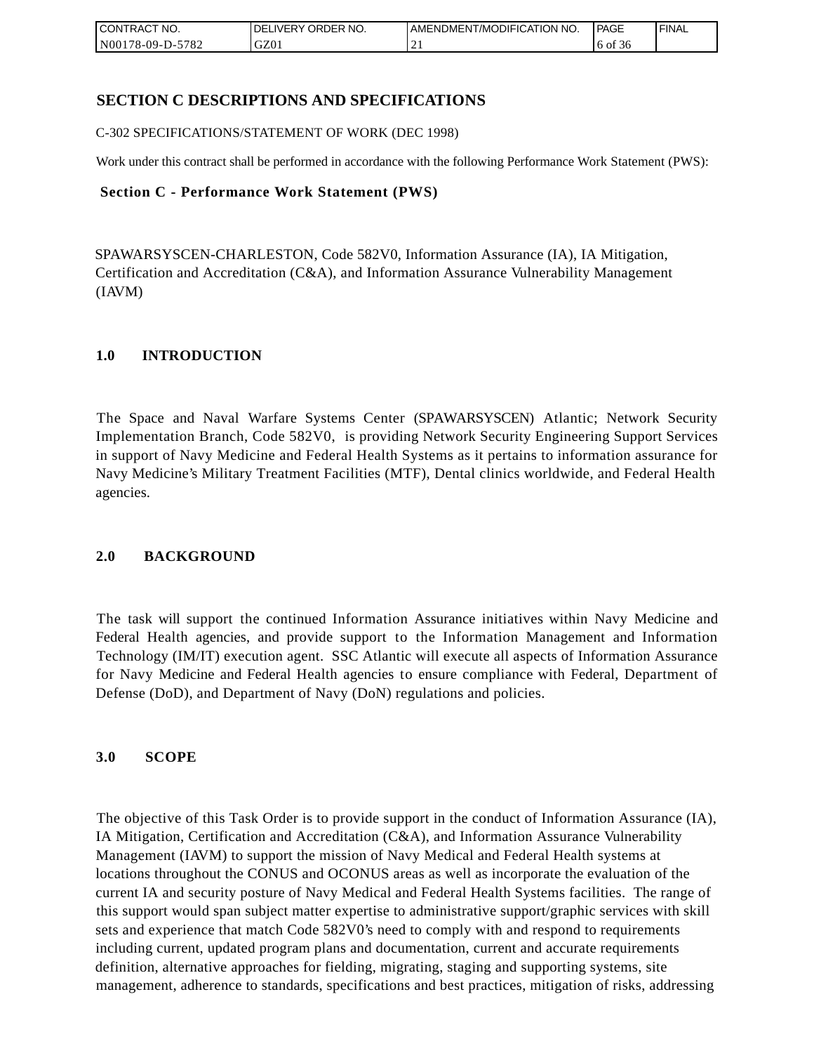## SECTION C DESCRIPTIONS AND SPECIFICATIONS

C-302 SPECIFICATIONS/STATEMENT OF WORK (DEC 1998)

Work under this contract shall be performed in accordance with the following Performance Work Statement (PWS):

**Section C - Performance Work Statement (PWS)**

SPAWARSYSCEN-CHARLESTON, Code 582V0, Information Assurance (IA), IA Mitigation, Certification and Accreditation (C&A), and Information Assurance Vulnerability Management (IAVM)

### 1.0 INTRODUCTION

The Space and Naval Warfare Systems Center (SPAWARSYSCEN) Atlantic; Network Security Implementation Branch, Code 582V0, is providing Network Security Engineering Support Services in support of Navy Medicine and Federal Health Systems as it pertains to information assurance for Navy Medicine's Military Treatment Facilities (MTF), Dental clinics worldwide, and Federal Health agencies.

### 2.0 BACKGROUND

The task will support the continued Information Assurance initiatives within Navy Medicine and Federal Health agencies, and provide support to the Information Management and Information Technology (IM/IT) execution agent. SSC Atlantic will execute all aspects of Information Assurance for Navy Medicine and Federal Health agencies to ensure compliance with Federal, Department of Defense (DoD), and Department of Navy (DoN) regulations and policies.

### 3.0 SCOPE

The objective of this Task Order is to provide support in the conduct of Information Assurance (IA), IA Mitigation, Certification and Accreditation (C&A), and Information Assurance Vulnerability Management (IAVM) to support the mission of Navy Medical and Federal Health systems at locations throughout the CONUS and OCONUS areas as well as incorporate the evaluation of the current IA and security posture of Navy Medical and Federal Health Systems facilities. The range of this support would span subject matter expertise to administrative support/graphic services with skill sets and experience that match Code 582V0's need to comply with and respond to requirements including current, updated program plans and documentation, current and accurate requirements definition, alternative approaches for fielding, migrating, staging and supporting systems, site management, adherence to standards, specifications and best practices, mitigation of risks, addressing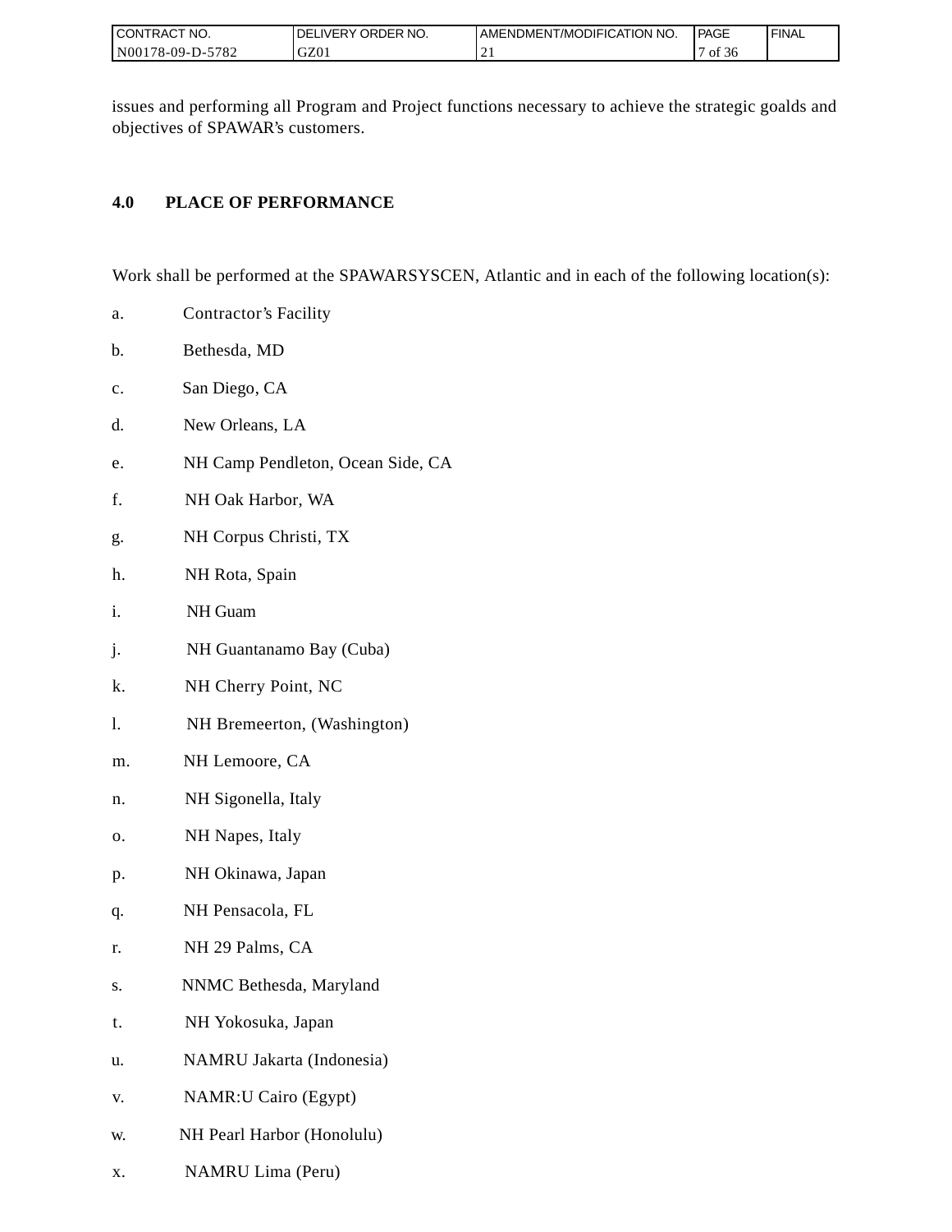issues and performing all Program and Project functions necessary to achieve the strategic goalds and objectives of SPAWAR's customers.

## 4.0 PLACE OF PERFORMANCE

Work shall be performed at the SPAWARSYSCEN, Atlantic and in each of the following location(s):

a. Contractor's Facility

b. Bethesda, MD

c. San Diego, CA

d. New Orleans, LA

e. NH Camp Pendleton, Ocean Side, CA

f. NH Oak Harbor, WA

g. NH Corpus Christi, TX

h. NH Rota, Spain

i. NH Guam

j. NH Guantanamo Bay (Cuba)

k. NH Cherry Point, NC

l. NH Bremeerton, (Washington)

m. NH Lemoore, CA

n. NH Sigonella, Italy

o. NH Napes, Italy

p. NH Okinawa, Japan

q. NH Pensacola, FL

r. NH 29 Palms, CA

s. NNMC Bethesda, Maryland

t. NH Yokosuka, Japan

u. NAMRU Jakarta (Indonesia)

v. NAMR:U Cairo (Egypt)

w. NH Pearl Harbor (Honolulu)

x. NAMRU Lima (Peru)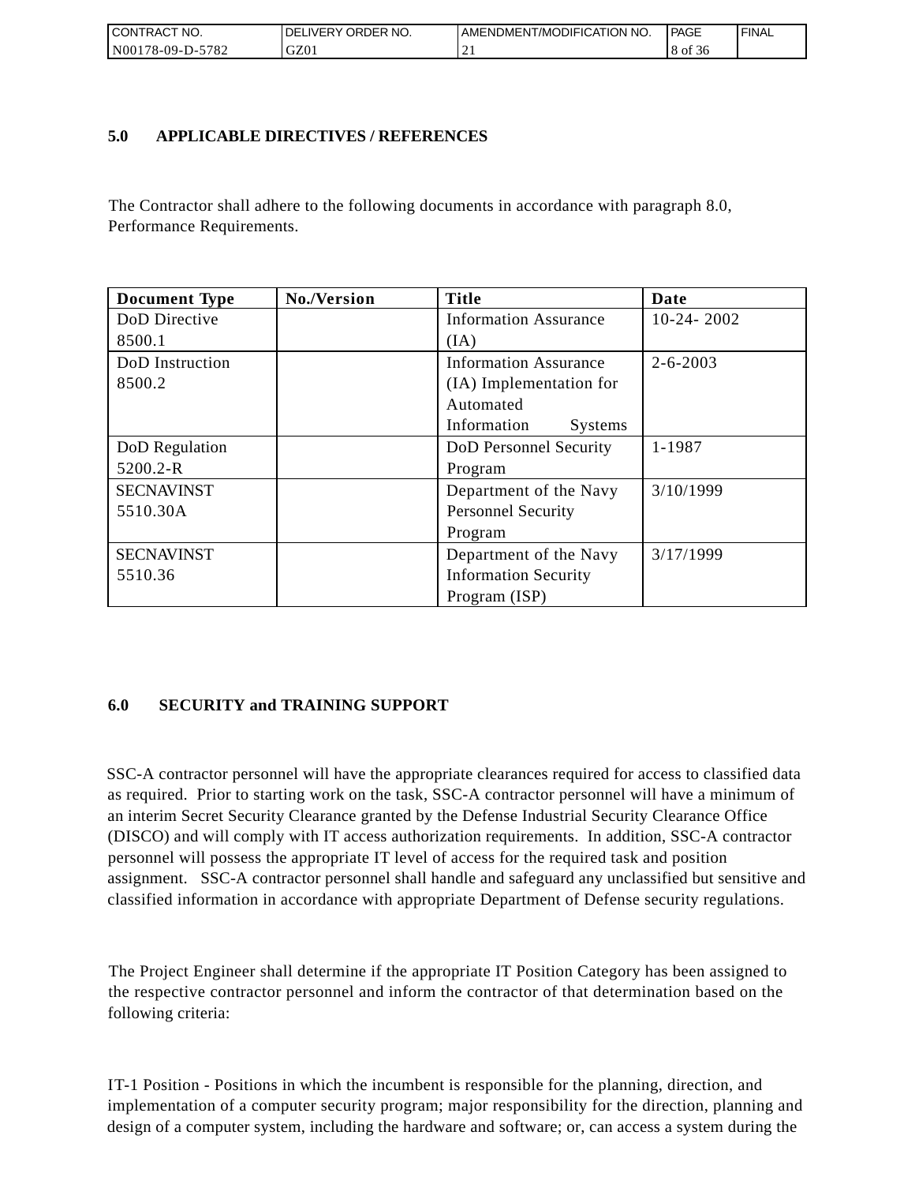## 5.0 APPLICABLE DIRECTIVES / REFERENCES

The Contractor shall adhere to the following documents in accordance with paragraph 8.0, Performance Requirements.

| Document Type | No./Version | Title | Date |
|---|---|---|---|
| DoD Directive 8500.1 | | Information Assurance (IA) | 10-24- 2002 |
| DoD Instruction 8500.2 | | Information Assurance (IA) Implementation for Automated Information Systems | 2-6-2003 |
| DoD Regulation 5200.2-R | | DoD Personnel Security Program | 1-1987 |
| SECNAVINST 5510.30A | | Department of the Navy Personnel Security Program | 3/10/1999 |
| SECNAVINST 5510.36 | | Department of the Navy Information Security Program (ISP) | 3/17/1999 |

## 6.0 SECURITY and TRAINING SUPPORT

SSC-A contractor personnel will have the appropriate clearances required for access to classified data as required. Prior to starting work on the task, SSC-A contractor personnel will have a minimum of an interim Secret Security Clearance granted by the Defense Industrial Security Clearance Office (DISCO) and will comply with IT access authorization requirements. In addition, SSC-A contractor personnel will possess the appropriate IT level of access for the required task and position assignment. SSC-A contractor personnel shall handle and safeguard any unclassified but sensitive and classified information in accordance with appropriate Department of Defense security regulations.

The Project Engineer shall determine if the appropriate IT Position Category has been assigned to the respective contractor personnel and inform the contractor of that determination based on the following criteria:

IT-1 Position - Positions in which the incumbent is responsible for the planning, direction, and implementation of a computer security program; major responsibility for the direction, planning and design of a computer system, including the hardware and software; or, can access a system during the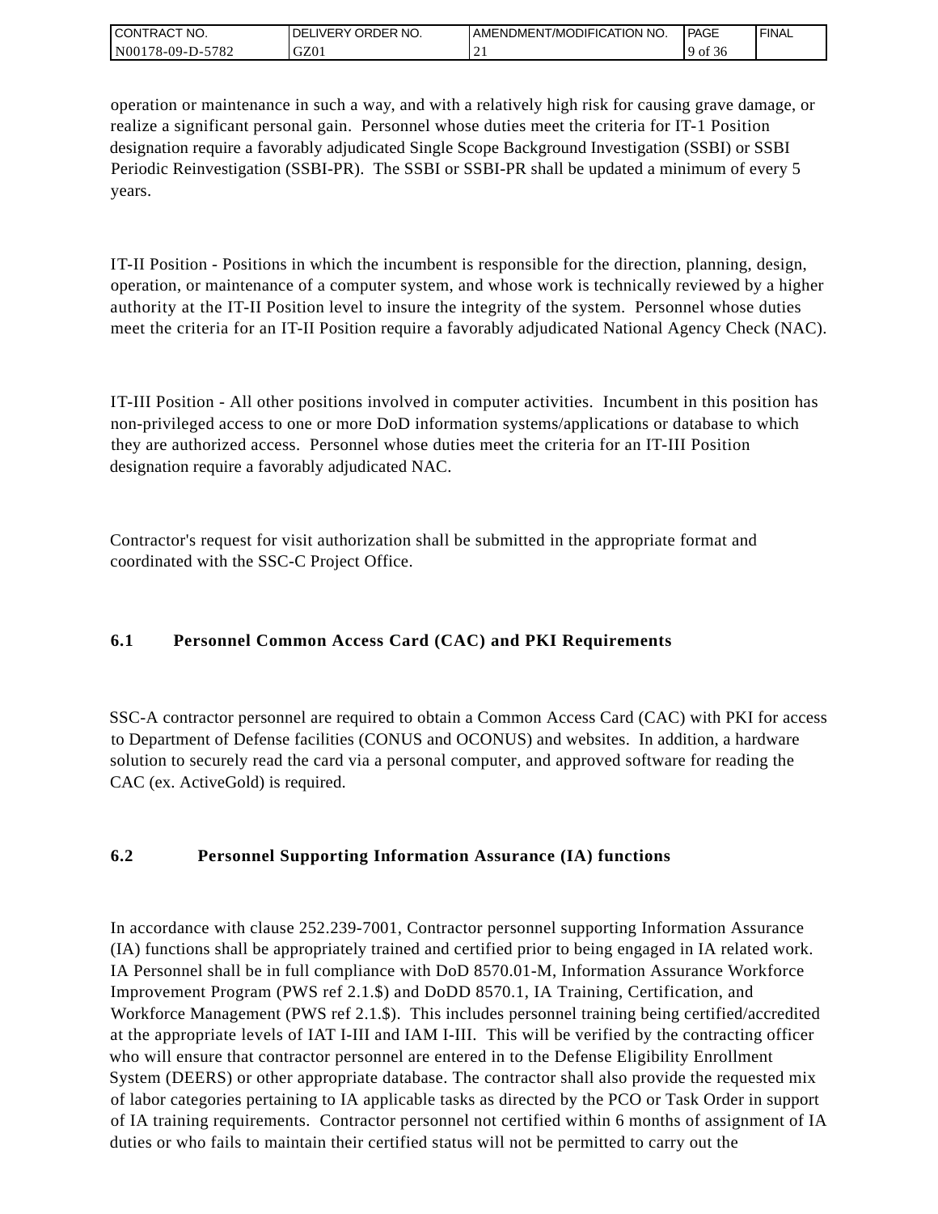operation or maintenance in such a way, and with a relatively high risk for causing grave damage, or realize a significant personal gain. Personnel whose duties meet the criteria for IT-1 Position designation require a favorably adjudicated Single Scope Background Investigation (SSBI) or SSBI Periodic Reinvestigation (SSBI-PR). The SSBI or SSBI-PR shall be updated a minimum of every 5 years.

IT-II Position - Positions in which the incumbent is responsible for the direction, planning, design, operation, or maintenance of a computer system, and whose work is technically reviewed by a higher authority at the IT-II Position level to insure the integrity of the system. Personnel whose duties meet the criteria for an IT-II Position require a favorably adjudicated National Agency Check (NAC).

IT-III Position - All other positions involved in computer activities. Incumbent in this position has non-privileged access to one or more DoD information systems/applications or database to which they are authorized access. Personnel whose duties meet the criteria for an IT-III Position designation require a favorably adjudicated NAC.

Contractor's request for visit authorization shall be submitted in the appropriate format and coordinated with the SSC-C Project Office.

### 6.1 Personnel Common Access Card (CAC) and PKI Requirements

SSC-A contractor personnel are required to obtain a Common Access Card (CAC) with PKI for access to Department of Defense facilities (CONUS and OCONUS) and websites. In addition, a hardware solution to securely read the card via a personal computer, and approved software for reading the CAC (ex. ActiveGold) is required.

### 6.2 Personnel Supporting Information Assurance (IA) functions

In accordance with clause 252.239-7001, Contractor personnel supporting Information Assurance (IA) functions shall be appropriately trained and certified prior to being engaged in IA related work. IA Personnel shall be in full compliance with DoD 8570.01-M, Information Assurance Workforce Improvement Program (PWS ref 2.1.$) and DoDD 8570.1, IA Training, Certification, and Workforce Management (PWS ref 2.1.$). This includes personnel training being certified/accredited at the appropriate levels of IAT I-III and IAM I-III. This will be verified by the contracting officer who will ensure that contractor personnel are entered in to the Defense Eligibility Enrollment System (DEERS) or other appropriate database. The contractor shall also provide the requested mix of labor categories pertaining to IA applicable tasks as directed by the PCO or Task Order in support of IA training requirements. Contractor personnel not certified within 6 months of assignment of IA duties or who fails to maintain their certified status will not be permitted to carry out the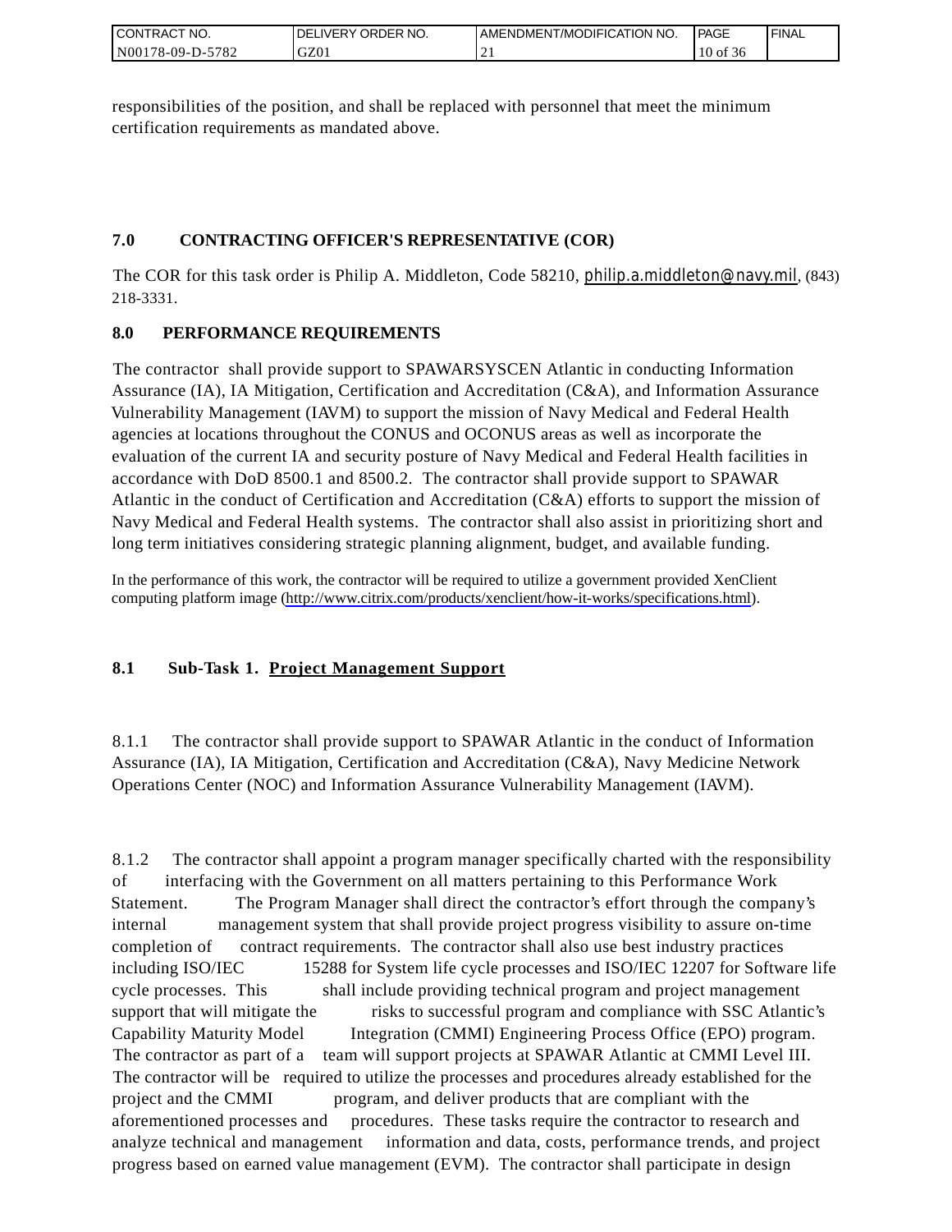responsibilities of the position, and shall be replaced with personnel that meet the minimum certification requirements as mandated above.

## 7.0 CONTRACTING OFFICER'S REPRESENTATIVE (COR)

The COR for this task order is Philip A. Middleton, Code 58210, philip.a.middleton@navy.mil, (843) 218-3331.

## 8.0 PERFORMANCE REQUIREMENTS

The contractor shall provide support to SPAWARSYSCEN Atlantic in conducting Information Assurance (IA), IA Mitigation, Certification and Accreditation (C&A), and Information Assurance Vulnerability Management (IAVM) to support the mission of Navy Medical and Federal Health agencies at locations throughout the CONUS and OCONUS areas as well as incorporate the evaluation of the current IA and security posture of Navy Medical and Federal Health facilities in accordance with DoD 8500.1 and 8500.2. The contractor shall provide support to SPAWAR Atlantic in the conduct of Certification and Accreditation (C&A) efforts to support the mission of Navy Medical and Federal Health systems. The contractor shall also assist in prioritizing short and long term initiatives considering strategic planning alignment, budget, and available funding.

In the performance of this work, the contractor will be required to utilize a government provided XenClient computing platform image (http://www.citrix.com/products/xenclient/how-it-works/specifications.html).

### 8.1 Sub-Task 1. Project Management Support

8.1.1 The contractor shall provide support to SPAWAR Atlantic in the conduct of Information Assurance (IA), IA Mitigation, Certification and Accreditation (C&A), Navy Medicine Network Operations Center (NOC) and Information Assurance Vulnerability Management (IAVM).

8.1.2 The contractor shall appoint a program manager specifically charted with the responsibility of interfacing with the Government on all matters pertaining to this Performance Work Statement. The Program Manager shall direct the contractor's effort through the company's internal management system that shall provide project progress visibility to assure on-time completion of contract requirements. The contractor shall also use best industry practices including ISO/IEC 15288 for System life cycle processes and ISO/IEC 12207 for Software life cycle processes. This shall include providing technical program and project management support that will mitigate the risks to successful program and compliance with SSC Atlantic's Capability Maturity Model Integration (CMMI) Engineering Process Office (EPO) program. The contractor as part of a team will support projects at SPAWAR Atlantic at CMMI Level III. The contractor will be required to utilize the processes and procedures already established for the project and the CMMI program, and deliver products that are compliant with the aforementioned processes and procedures. These tasks require the contractor to research and analyze technical and management information and data, costs, performance trends, and project progress based on earned value management (EVM). The contractor shall participate in design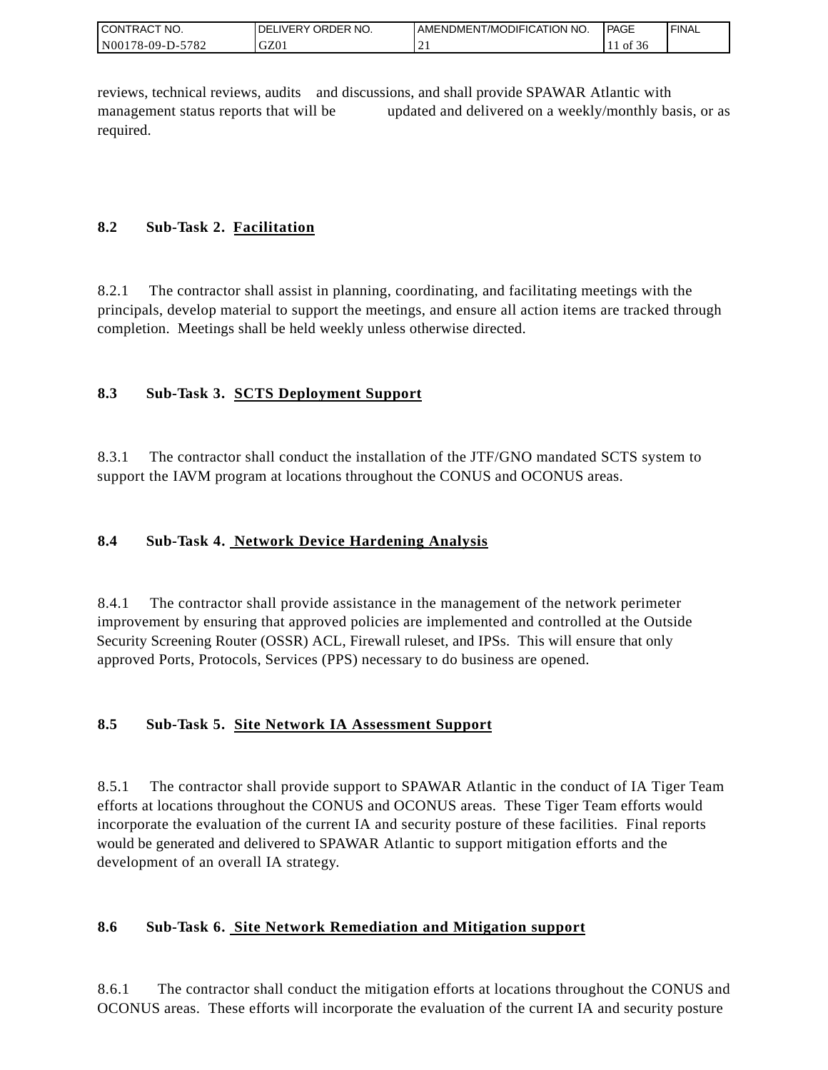reviews, technical reviews, audits and discussions, and shall provide SPAWAR Atlantic with management status reports that will be updated and delivered on a weekly/monthly basis, or as required.

### 8.2 Sub-Task 2. Facilitation

8.2.1 The contractor shall assist in planning, coordinating, and facilitating meetings with the principals, develop material to support the meetings, and ensure all action items are tracked through completion. Meetings shall be held weekly unless otherwise directed.

### 8.3 Sub-Task 3. SCTS Deployment Support

8.3.1 The contractor shall conduct the installation of the JTF/GNO mandated SCTS system to support the IAVM program at locations throughout the CONUS and OCONUS areas.

### 8.4 Sub-Task 4. Network Device Hardening Analysis

8.4.1 The contractor shall provide assistance in the management of the network perimeter improvement by ensuring that approved policies are implemented and controlled at the Outside Security Screening Router (OSSR) ACL, Firewall ruleset, and IPSs. This will ensure that only approved Ports, Protocols, Services (PPS) necessary to do business are opened.

### 8.5 Sub-Task 5. Site Network IA Assessment Support

8.5.1 The contractor shall provide support to SPAWAR Atlantic in the conduct of IA Tiger Team efforts at locations throughout the CONUS and OCONUS areas. These Tiger Team efforts would incorporate the evaluation of the current IA and security posture of these facilities. Final reports would be generated and delivered to SPAWAR Atlantic to support mitigation efforts and the development of an overall IA strategy.

### 8.6 Sub-Task 6. Site Network Remediation and Mitigation support

8.6.1 The contractor shall conduct the mitigation efforts at locations throughout the CONUS and OCONUS areas. These efforts will incorporate the evaluation of the current IA and security posture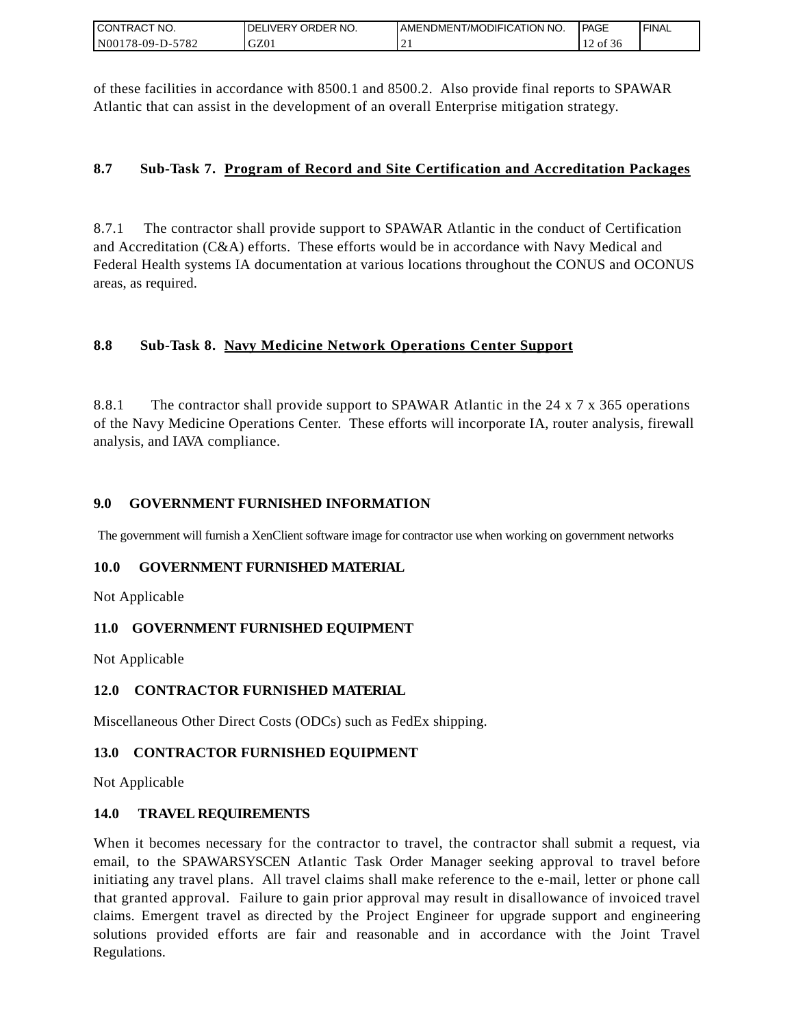of these facilities in accordance with 8500.1 and 8500.2. Also provide final reports to SPAWAR Atlantic that can assist in the development of an overall Enterprise mitigation strategy.

**8.7 Sub-Task 7. Program of Record and Site Certification and Accreditation Packages**

8.7.1 The contractor shall provide support to SPAWAR Atlantic in the conduct of Certification and Accreditation (C&A) efforts. These efforts would be in accordance with Navy Medical and Federal Health systems IA documentation at various locations throughout the CONUS and OCONUS areas, as required.

**8.8 Sub-Task 8. Navy Medicine Network Operations Center Support**

8.8.1 The contractor shall provide support to SPAWAR Atlantic in the 24 x 7 x 365 operations of the Navy Medicine Operations Center. These efforts will incorporate IA, router analysis, firewall analysis, and IAVA compliance.

**9.0 GOVERNMENT FURNISHED INFORMATION**

The government will furnish a XenClient software image for contractor use when working on government networks

**10.0 GOVERNMENT FURNISHED MATERIAL**

Not Applicable

**11.0 GOVERNMENT FURNISHED EQUIPMENT**

Not Applicable

**12.0 CONTRACTOR FURNISHED MATERIAL**

Miscellaneous Other Direct Costs (ODCs) such as FedEx shipping.

**13.0 CONTRACTOR FURNISHED EQUIPMENT**

Not Applicable

**14.0 TRAVEL REQUIREMENTS**

When it becomes necessary for the contractor to travel, the contractor shall submit a request, via email, to the SPAWARSYSCEN Atlantic Task Order Manager seeking approval to travel before initiating any travel plans. All travel claims shall make reference to the e-mail, letter or phone call that granted approval. Failure to gain prior approval may result in disallowance of invoiced travel claims. Emergent travel as directed by the Project Engineer for upgrade support and engineering solutions provided efforts are fair and reasonable and in accordance with the Joint Travel Regulations.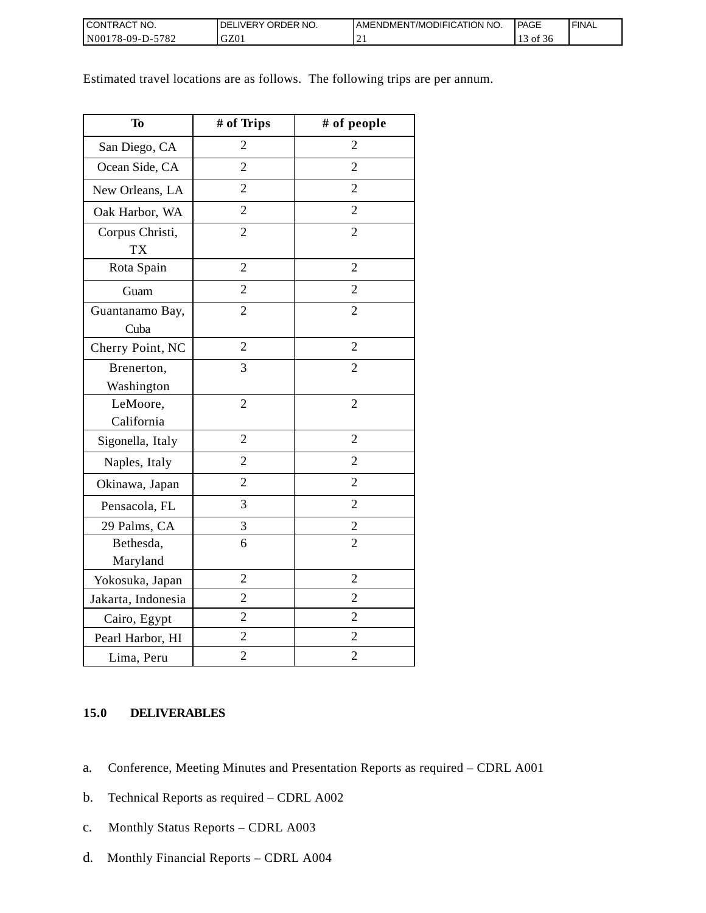Estimated travel locations are as follows.  The following trips are per annum.

| To | # of Trips | # of people |
|---|---|---|
| San Diego, CA | 2 | 2 |
| Ocean Side, CA | 2 | 2 |
| New Orleans, LA | 2 | 2 |
| Oak Harbor, WA | 2 | 2 |
| Corpus Christi, TX | 2 | 2 |
| Rota Spain | 2 | 2 |
| Guam | 2 | 2 |
| Guantanamo Bay, Cuba | 2 | 2 |
| Cherry Point, NC | 2 | 2 |
| Brenerton, Washington | 3 | 2 |
| LeMoore, California | 2 | 2 |
| Sigonella, Italy | 2 | 2 |
| Naples, Italy | 2 | 2 |
| Okinawa, Japan | 2 | 2 |
| Pensacola, FL | 3 | 2 |
| 29 Palms, CA | 3 | 2 |
| Bethesda, Maryland | 6 | 2 |
| Yokosuka, Japan | 2 | 2 |
| Jakarta, Indonesia | 2 | 2 |
| Cairo, Egypt | 2 | 2 |
| Pearl Harbor, HI | 2 | 2 |
| Lima, Peru | 2 | 2 |

## 15.0 DELIVERABLES

a. Conference, Meeting Minutes and Presentation Reports as required – CDRL A001

b. Technical Reports as required – CDRL A002

c. Monthly Status Reports – CDRL A003

d. Monthly Financial Reports – CDRL A004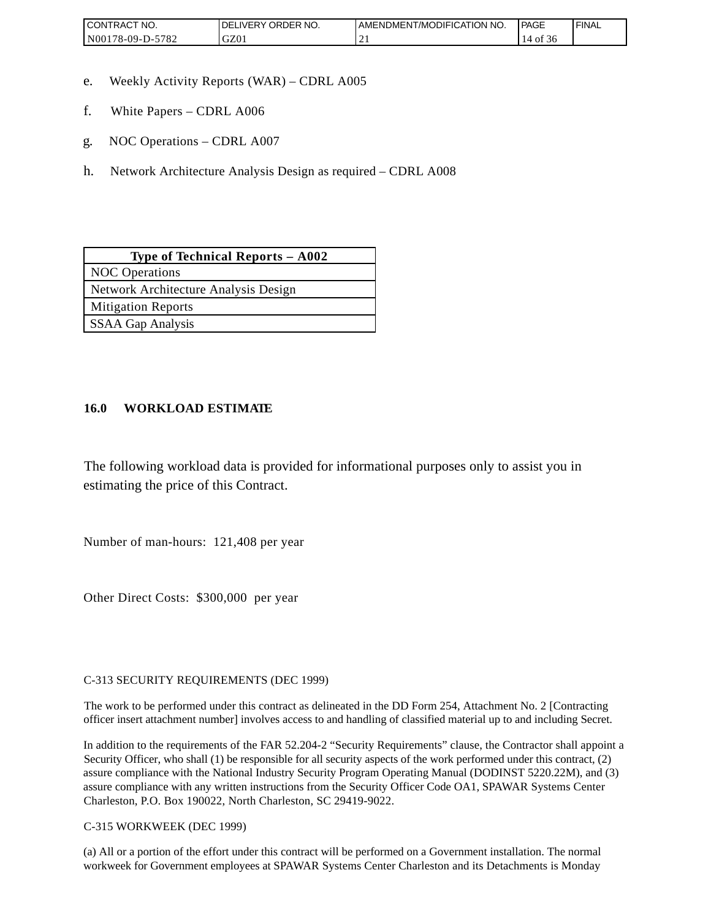e. Weekly Activity Reports (WAR) – CDRL A005

f. White Papers – CDRL A006

g. NOC Operations – CDRL A007

h. Network Architecture Analysis Design as required – CDRL A008

| Type of Technical Reports – A002 |
| --- |
| NOC Operations |
| Network Architecture Analysis Design |
| Mitigation Reports |
| SSAA Gap Analysis |

## 16.0 WORKLOAD ESTIMATE

The following workload data is provided for informational purposes only to assist you in estimating the price of this Contract.

Number of man-hours: 121,408 per year

Other Direct Costs: $300,000 per year

C-313 SECURITY REQUIREMENTS (DEC 1999)

The work to be performed under this contract as delineated in the DD Form 254, Attachment No. 2 [Contracting officer insert attachment number] involves access to and handling of classified material up to and including Secret.

In addition to the requirements of the FAR 52.204-2 "Security Requirements" clause, the Contractor shall appoint a Security Officer, who shall (1) be responsible for all security aspects of the work performed under this contract, (2) assure compliance with the National Industry Security Program Operating Manual (DODINST 5220.22M), and (3) assure compliance with any written instructions from the Security Officer Code OA1, SPAWAR Systems Center Charleston, P.O. Box 190022, North Charleston, SC 29419-9022.

C-315 WORKWEEK (DEC 1999)

(a) All or a portion of the effort under this contract will be performed on a Government installation. The normal workweek for Government employees at SPAWAR Systems Center Charleston and its Detachments is Monday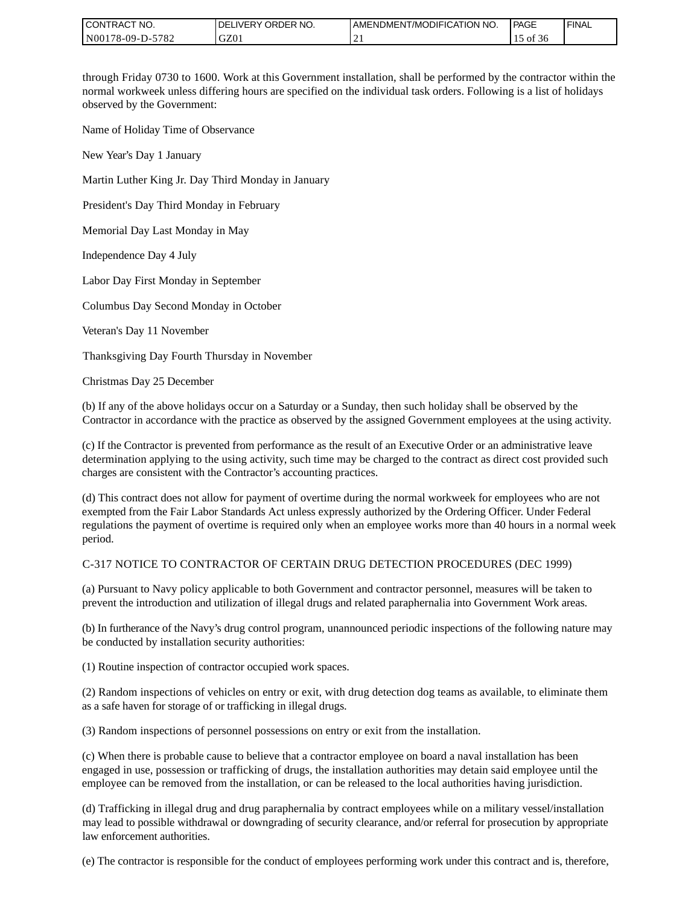through Friday 0730 to 1600. Work at this Government installation, shall be performed by the contractor within the normal workweek unless differing hours are specified on the individual task orders. Following is a list of holidays observed by the Government:

Name of Holiday Time of Observance

New Year's Day 1 January

Martin Luther King Jr. Day Third Monday in January

President's Day Third Monday in February

Memorial Day Last Monday in May

Independence Day 4 July

Labor Day First Monday in September

Columbus Day Second Monday in October

Veteran's Day 11 November

Thanksgiving Day Fourth Thursday in November

Christmas Day 25 December

(b) If any of the above holidays occur on a Saturday or a Sunday, then such holiday shall be observed by the Contractor in accordance with the practice as observed by the assigned Government employees at the using activity.

(c) If the Contractor is prevented from performance as the result of an Executive Order or an administrative leave determination applying to the using activity, such time may be charged to the contract as direct cost provided such charges are consistent with the Contractor's accounting practices.

(d) This contract does not allow for payment of overtime during the normal workweek for employees who are not exempted from the Fair Labor Standards Act unless expressly authorized by the Ordering Officer. Under Federal regulations the payment of overtime is required only when an employee works more than 40 hours in a normal week period.

C-317 NOTICE TO CONTRACTOR OF CERTAIN DRUG DETECTION PROCEDURES (DEC 1999)

(a) Pursuant to Navy policy applicable to both Government and contractor personnel, measures will be taken to prevent the introduction and utilization of illegal drugs and related paraphernalia into Government Work areas.

(b) In furtherance of the Navy's drug control program, unannounced periodic inspections of the following nature may be conducted by installation security authorities:

(1) Routine inspection of contractor occupied work spaces.

(2) Random inspections of vehicles on entry or exit, with drug detection dog teams as available, to eliminate them as a safe haven for storage of or trafficking in illegal drugs.

(3) Random inspections of personnel possessions on entry or exit from the installation.

(c) When there is probable cause to believe that a contractor employee on board a naval installation has been engaged in use, possession or trafficking of drugs, the installation authorities may detain said employee until the employee can be removed from the installation, or can be released to the local authorities having jurisdiction.

(d) Trafficking in illegal drug and drug paraphernalia by contract employees while on a military vessel/installation may lead to possible withdrawal or downgrading of security clearance, and/or referral for prosecution by appropriate law enforcement authorities.

(e) The contractor is responsible for the conduct of employees performing work under this contract and is, therefore,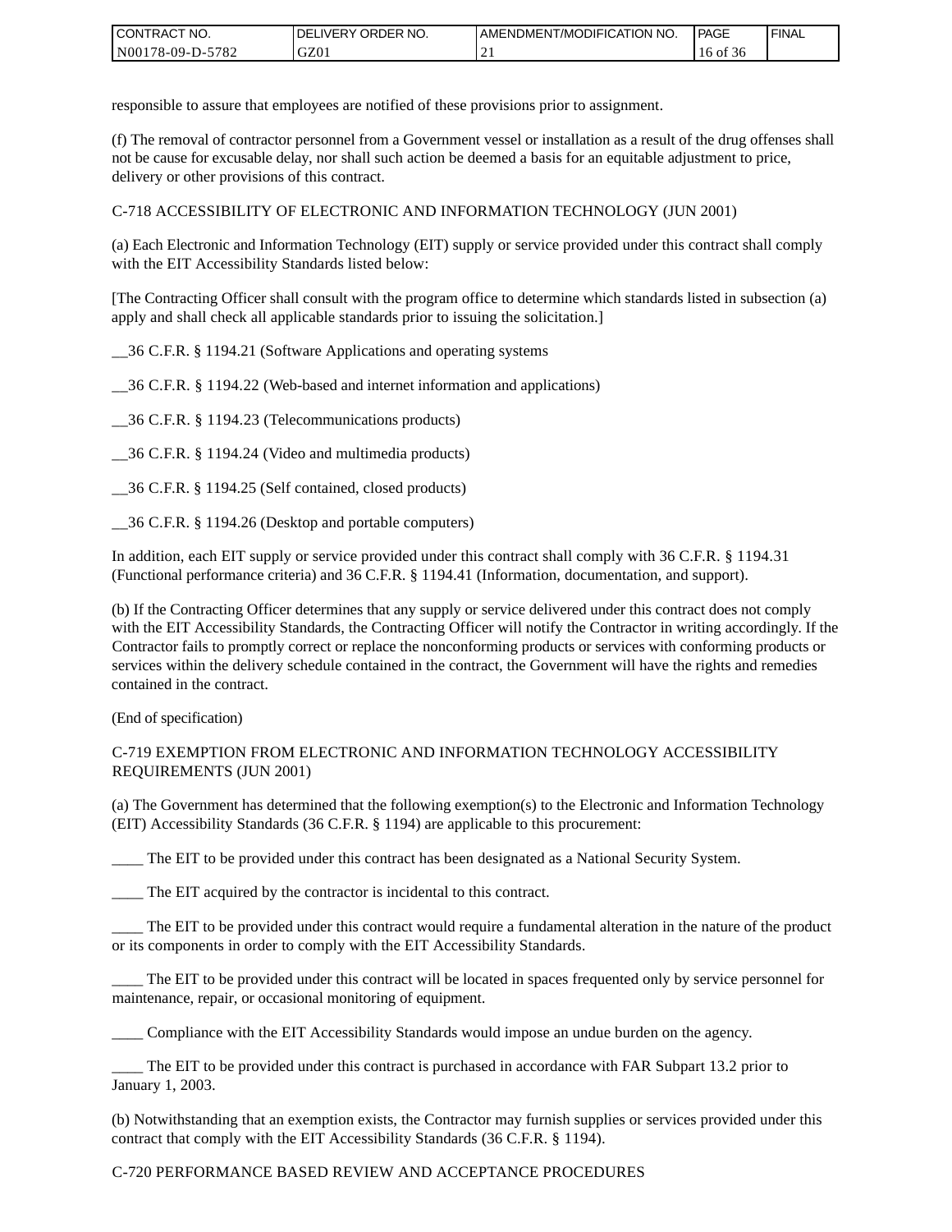responsible to assure that employees are notified of these provisions prior to assignment.

(f) The removal of contractor personnel from a Government vessel or installation as a result of the drug offenses shall not be cause for excusable delay, nor shall such action be deemed a basis for an equitable adjustment to price, delivery or other provisions of this contract.

C-718 ACCESSIBILITY OF ELECTRONIC AND INFORMATION TECHNOLOGY (JUN 2001)

(a) Each Electronic and Information Technology (EIT) supply or service provided under this contract shall comply with the EIT Accessibility Standards listed below:

[The Contracting Officer shall consult with the program office to determine which standards listed in subsection (a) apply and shall check all applicable standards prior to issuing the solicitation.]

__36 C.F.R. § 1194.21 (Software Applications and operating systems

__36 C.F.R. § 1194.22 (Web-based and internet information and applications)

__36 C.F.R. § 1194.23 (Telecommunications products)

__36 C.F.R. § 1194.24 (Video and multimedia products)

__36 C.F.R. § 1194.25 (Self contained, closed products)

__36 C.F.R. § 1194.26 (Desktop and portable computers)

In addition, each EIT supply or service provided under this contract shall comply with 36 C.F.R. § 1194.31 (Functional performance criteria) and 36 C.F.R. § 1194.41 (Information, documentation, and support).

(b) If the Contracting Officer determines that any supply or service delivered under this contract does not comply with the EIT Accessibility Standards, the Contracting Officer will notify the Contractor in writing accordingly. If the Contractor fails to promptly correct or replace the nonconforming products or services with conforming products or services within the delivery schedule contained in the contract, the Government will have the rights and remedies contained in the contract.

(End of specification)

C-719 EXEMPTION FROM ELECTRONIC AND INFORMATION TECHNOLOGY ACCESSIBILITY REQUIREMENTS (JUN 2001)

(a) The Government has determined that the following exemption(s) to the Electronic and Information Technology (EIT) Accessibility Standards (36 C.F.R. § 1194) are applicable to this procurement:

____ The EIT to be provided under this contract has been designated as a National Security System.

____ The EIT acquired by the contractor is incidental to this contract.

____ The EIT to be provided under this contract would require a fundamental alteration in the nature of the product or its components in order to comply with the EIT Accessibility Standards.

____ The EIT to be provided under this contract will be located in spaces frequented only by service personnel for maintenance, repair, or occasional monitoring of equipment.

____ Compliance with the EIT Accessibility Standards would impose an undue burden on the agency.

____ The EIT to be provided under this contract is purchased in accordance with FAR Subpart 13.2 prior to January 1, 2003.

(b) Notwithstanding that an exemption exists, the Contractor may furnish supplies or services provided under this contract that comply with the EIT Accessibility Standards (36 C.F.R. § 1194).

C-720 PERFORMANCE BASED REVIEW AND ACCEPTANCE PROCEDURES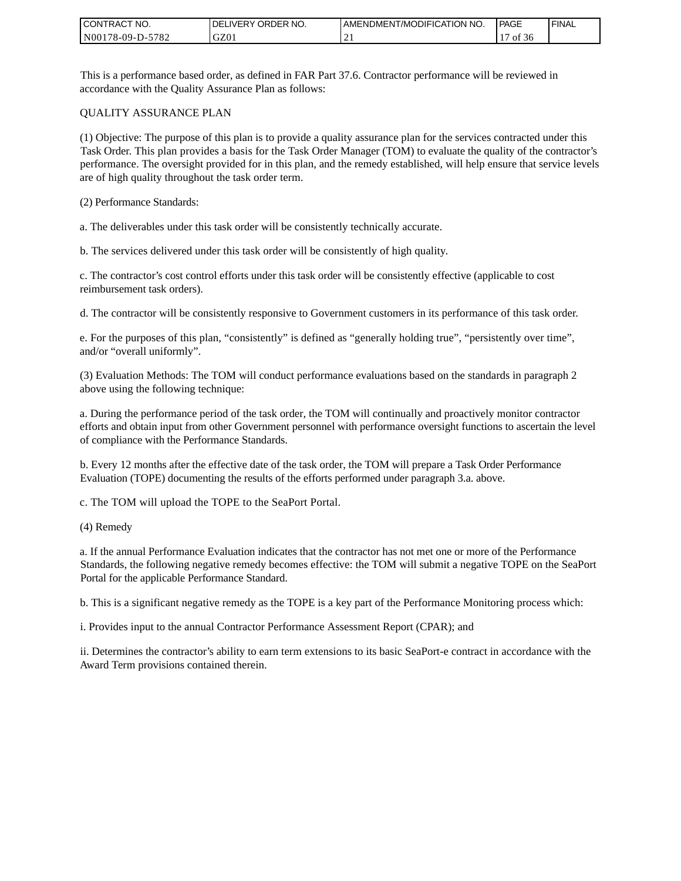This is a performance based order, as defined in FAR Part 37.6. Contractor performance will be reviewed in accordance with the Quality Assurance Plan as follows:

QUALITY ASSURANCE PLAN

(1) Objective: The purpose of this plan is to provide a quality assurance plan for the services contracted under this Task Order. This plan provides a basis for the Task Order Manager (TOM) to evaluate the quality of the contractor's performance. The oversight provided for in this plan, and the remedy established, will help ensure that service levels are of high quality throughout the task order term.

(2) Performance Standards:

a. The deliverables under this task order will be consistently technically accurate.

b. The services delivered under this task order will be consistently of high quality.

c. The contractor's cost control efforts under this task order will be consistently effective (applicable to cost reimbursement task orders).

d. The contractor will be consistently responsive to Government customers in its performance of this task order.

e. For the purposes of this plan, "consistently" is defined as "generally holding true", "persistently over time", and/or "overall uniformly".

(3) Evaluation Methods: The TOM will conduct performance evaluations based on the standards in paragraph 2 above using the following technique:

a. During the performance period of the task order, the TOM will continually and proactively monitor contractor efforts and obtain input from other Government personnel with performance oversight functions to ascertain the level of compliance with the Performance Standards.

b. Every 12 months after the effective date of the task order, the TOM will prepare a Task Order Performance Evaluation (TOPE) documenting the results of the efforts performed under paragraph 3.a. above.

c. The TOM will upload the TOPE to the SeaPort Portal.

(4) Remedy

a. If the annual Performance Evaluation indicates that the contractor has not met one or more of the Performance Standards, the following negative remedy becomes effective: the TOM will submit a negative TOPE on the SeaPort Portal for the applicable Performance Standard.

b. This is a significant negative remedy as the TOPE is a key part of the Performance Monitoring process which:

i. Provides input to the annual Contractor Performance Assessment Report (CPAR); and

ii. Determines the contractor's ability to earn term extensions to its basic SeaPort-e contract in accordance with the Award Term provisions contained therein.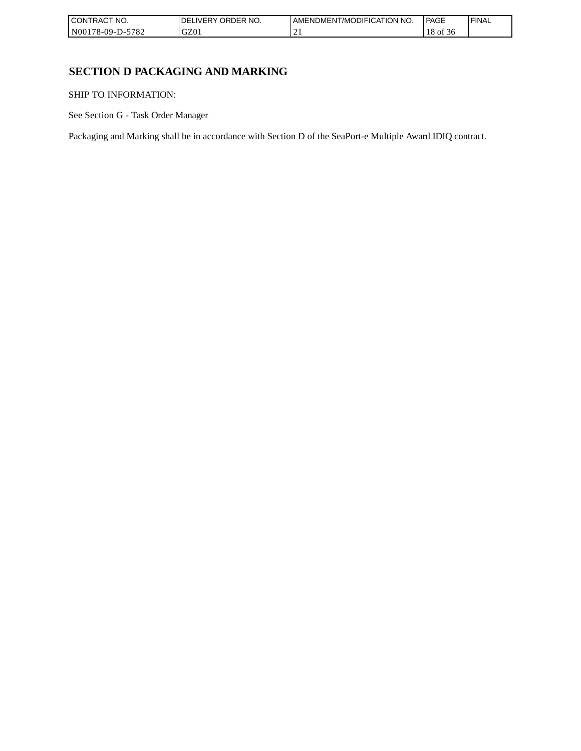# SECTION D PACKAGING AND MARKING

SHIP TO INFORMATION:

See Section G - Task Order Manager

Packaging and Marking shall be in accordance with Section D of the SeaPort-e Multiple Award IDIQ contract.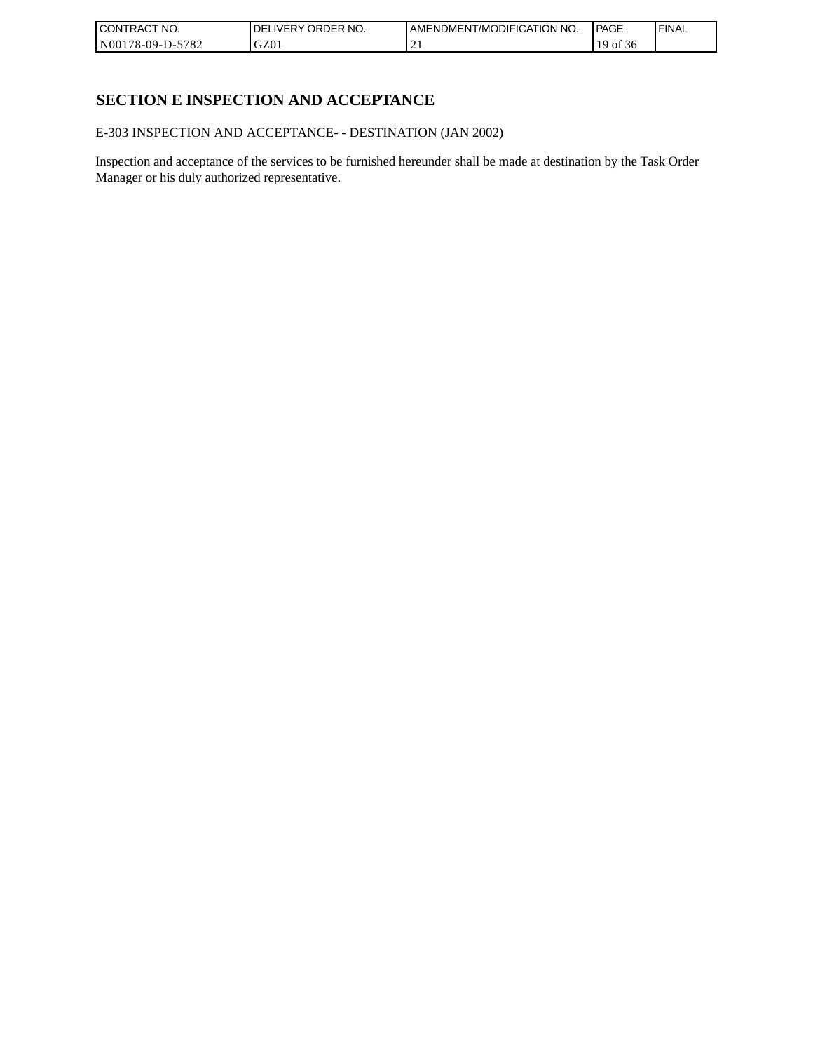# SECTION E INSPECTION AND ACCEPTANCE

E-303 INSPECTION AND ACCEPTANCE- - DESTINATION (JAN 2002)

Inspection and acceptance of the services to be furnished hereunder shall be made at destination by the Task Order Manager or his duly authorized representative.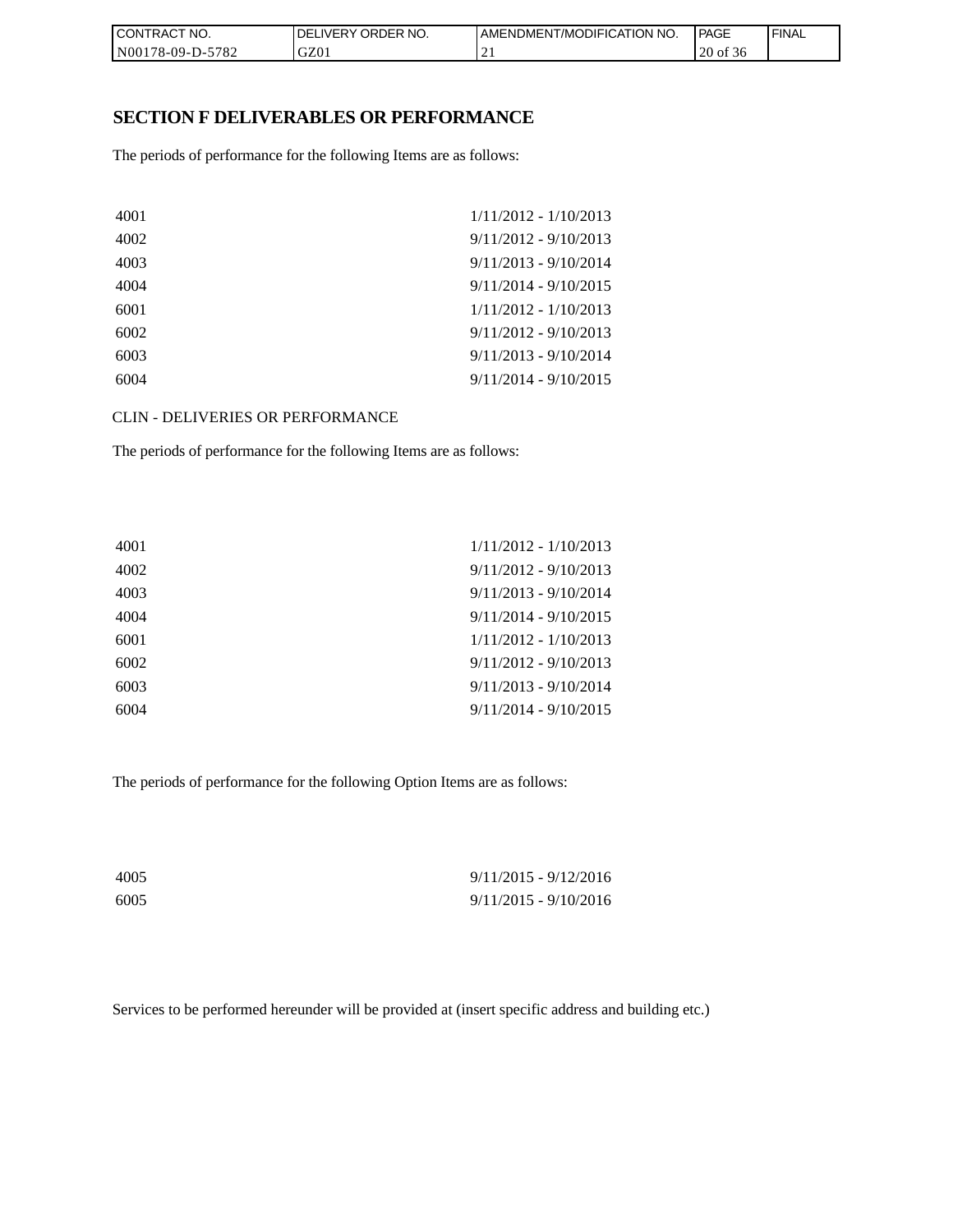# SECTION F DELIVERABLES OR PERFORMANCE

The periods of performance for the following Items are as follows:

| | |
|---|---|
| 4001 | 1/11/2012 - 1/10/2013 |
| 4002 | 9/11/2012 - 9/10/2013 |
| 4003 | 9/11/2013 - 9/10/2014 |
| 4004 | 9/11/2014 - 9/10/2015 |
| 6001 | 1/11/2012 - 1/10/2013 |
| 6002 | 9/11/2012 - 9/10/2013 |
| 6003 | 9/11/2013 - 9/10/2014 |
| 6004 | 9/11/2014 - 9/10/2015 |

CLIN - DELIVERIES OR PERFORMANCE

The periods of performance for the following Items are as follows:

| | |
|---|---|
| 4001 | 1/11/2012 - 1/10/2013 |
| 4002 | 9/11/2012 - 9/10/2013 |
| 4003 | 9/11/2013 - 9/10/2014 |
| 4004 | 9/11/2014 - 9/10/2015 |
| 6001 | 1/11/2012 - 1/10/2013 |
| 6002 | 9/11/2012 - 9/10/2013 |
| 6003 | 9/11/2013 - 9/10/2014 |
| 6004 | 9/11/2014 - 9/10/2015 |

The periods of performance for the following Option Items are as follows:

| | |
|---|---|
| 4005 | 9/11/2015 - 9/12/2016 |
| 6005 | 9/11/2015 - 9/10/2016 |

Services to be performed hereunder will be provided at (insert specific address and building etc.)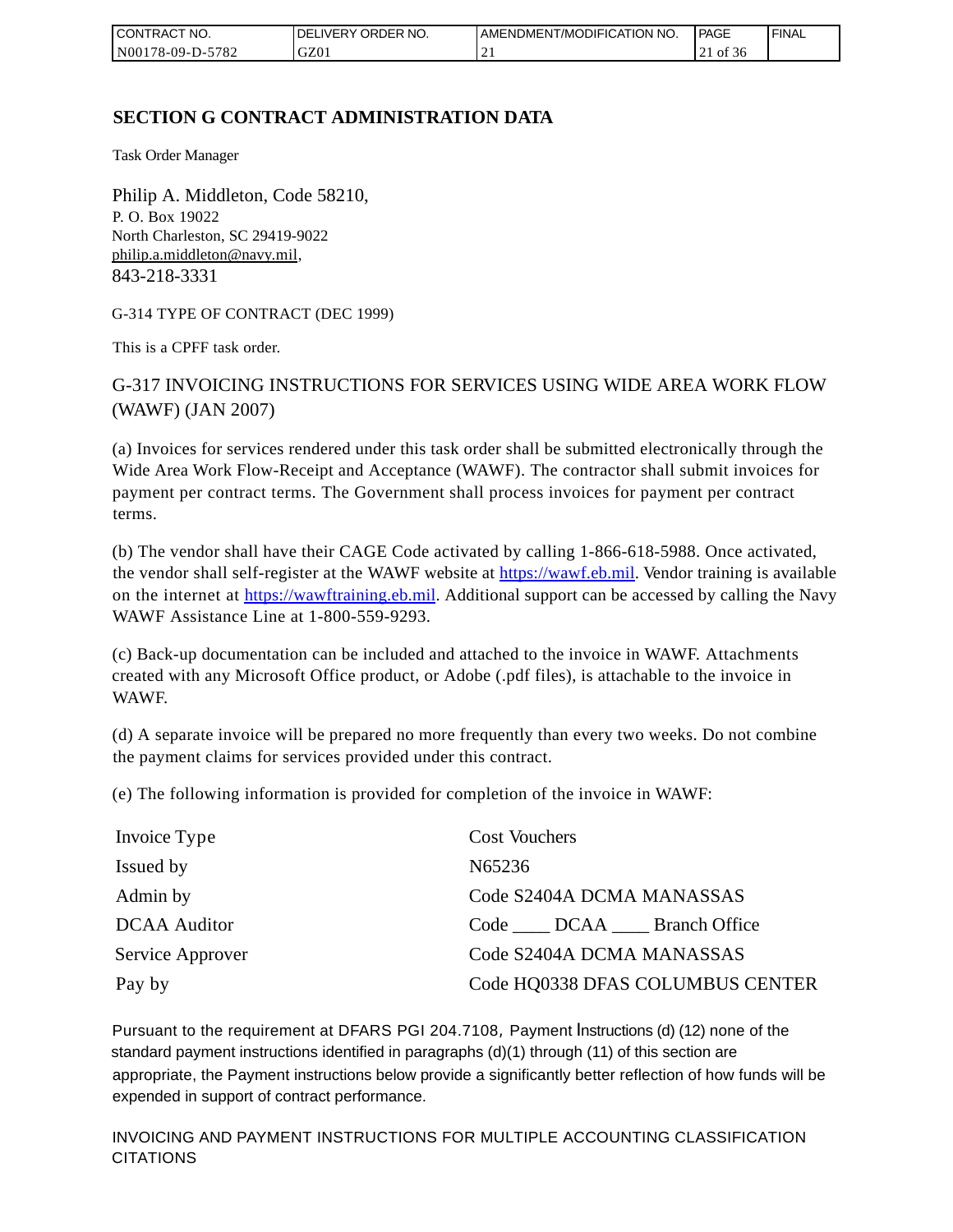## SECTION G CONTRACT ADMINISTRATION DATA

Task Order Manager

Philip A. Middleton, Code 58210,
P. O. Box 19022
North Charleston, SC 29419-9022
philip.a.middleton@navy.mil,
843-218-3331

G-314 TYPE OF CONTRACT (DEC 1999)

This is a CPFF task order.

G-317 INVOICING INSTRUCTIONS FOR SERVICES USING WIDE AREA WORK FLOW (WAWF) (JAN 2007)

(a) Invoices for services rendered under this task order shall be submitted electronically through the Wide Area Work Flow-Receipt and Acceptance (WAWF). The contractor shall submit invoices for payment per contract terms. The Government shall process invoices for payment per contract terms.

(b) The vendor shall have their CAGE Code activated by calling 1-866-618-5988. Once activated, the vendor shall self-register at the WAWF website at https://wawf.eb.mil. Vendor training is available on the internet at https://wawftraining.eb.mil. Additional support can be accessed by calling the Navy WAWF Assistance Line at 1-800-559-9293.

(c) Back-up documentation can be included and attached to the invoice in WAWF. Attachments created with any Microsoft Office product, or Adobe (.pdf files), is attachable to the invoice in WAWF.

(d) A separate invoice will be prepared no more frequently than every two weeks. Do not combine the payment claims for services provided under this contract.

(e) The following information is provided for completion of the invoice in WAWF:

| | |
|---|---|
| Invoice Type | Cost Vouchers |
| Issued by | N65236 |
| Admin by | Code S2404A DCMA MANASSAS |
| DCAA Auditor | Code ____ DCAA ____ Branch Office |
| Service Approver | Code S2404A DCMA MANASSAS |
| Pay by | Code HQ0338 DFAS COLUMBUS CENTER |

Pursuant to the requirement at DFARS PGI 204.7108, Payment Instructions (d) (12) none of the standard payment instructions identified in paragraphs (d)(1) through (11) of this section are appropriate, the Payment instructions below provide a significantly better reflection of how funds will be expended in support of contract performance.

INVOICING AND PAYMENT INSTRUCTIONS FOR MULTIPLE ACCOUNTING CLASSIFICATION CITATIONS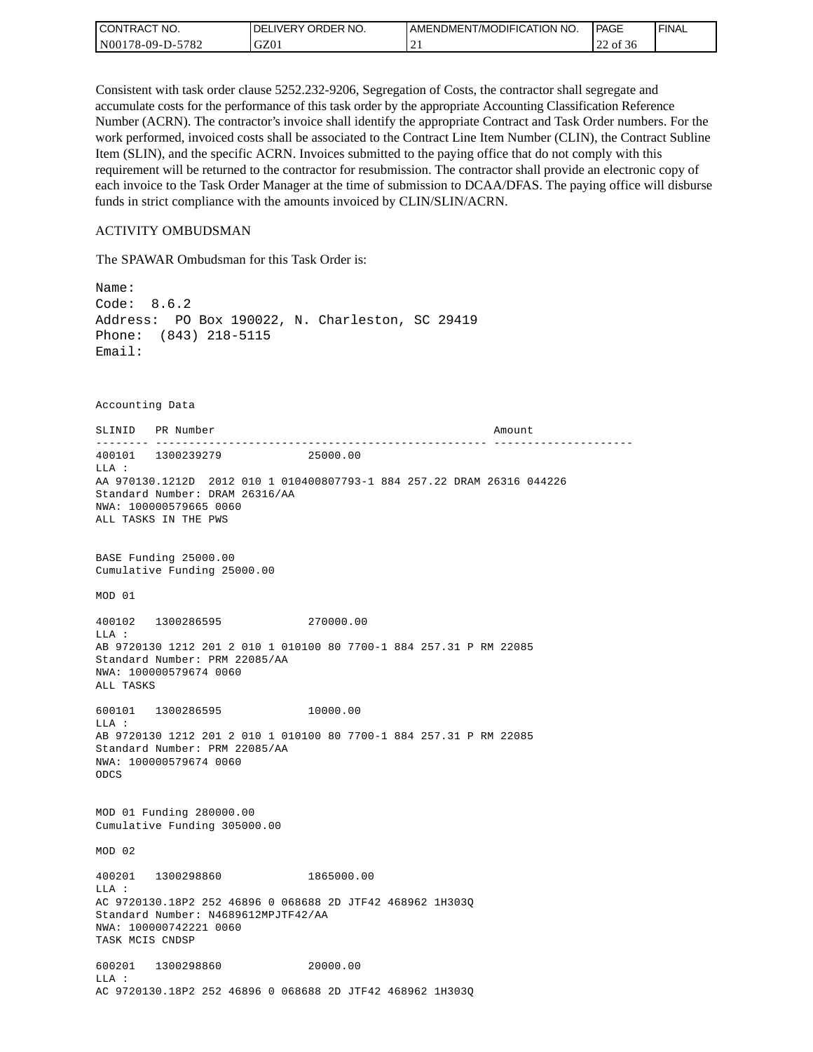Consistent with task order clause 5252.232-9206, Segregation of Costs, the contractor shall segregate and accumulate costs for the performance of this task order by the appropriate Accounting Classification Reference Number (ACRN). The contractor's invoice shall identify the appropriate Contract and Task Order numbers. For the work performed, invoiced costs shall be associated to the Contract Line Item Number (CLIN), the Contract Subline Item (SLIN), and the specific ACRN. Invoices submitted to the paying office that do not comply with this requirement will be returned to the contractor for resubmission. The contractor shall provide an electronic copy of each invoice to the Task Order Manager at the time of submission to DCAA/DFAS. The paying office will disburse funds in strict compliance with the amounts invoiced by CLIN/SLIN/ACRN.

ACTIVITY OMBUDSMAN

The SPAWAR Ombudsman for this Task Order is:

```
Name:
Code:  8.6.2
Address:  PO Box 190022, N. Charleston, SC 29419
Phone:  (843) 218-5115
Email:
```

```
Accounting Data

SLINID   PR Number                                          Amount
-------- -------------------------------------------------- ---------------------
400101   1300239279              25000.00
LLA :
AA 970130.1212D  2012 010 1 010400807793-1 884 257.22 DRAM 26316 044226
Standard Number: DRAM 26316/AA
NWA: 100000579665 0060
ALL TASKS IN THE PWS


BASE Funding 25000.00
Cumulative Funding 25000.00

MOD 01

400102   1300286595              270000.00
LLA :
AB 9720130 1212 201 2 010 1 010100 80 7700-1 884 257.31 P RM 22085
Standard Number: PRM 22085/AA
NWA: 100000579674 0060
ALL TASKS

600101   1300286595              10000.00
LLA :
AB 9720130 1212 201 2 010 1 010100 80 7700-1 884 257.31 P RM 22085
Standard Number: PRM 22085/AA
NWA: 100000579674 0060
ODCS


MOD 01 Funding 280000.00
Cumulative Funding 305000.00

MOD 02

400201   1300298860              1865000.00
LLA :
AC 9720130.18P2 252 46896 0 068688 2D JTF42 468962 1H303Q
Standard Number: N4689612MPJTF42/AA
NWA: 100000742221 0060
TASK MCIS CNDSP

600201   1300298860              20000.00
LLA :
AC 9720130.18P2 252 46896 0 068688 2D JTF42 468962 1H303Q
```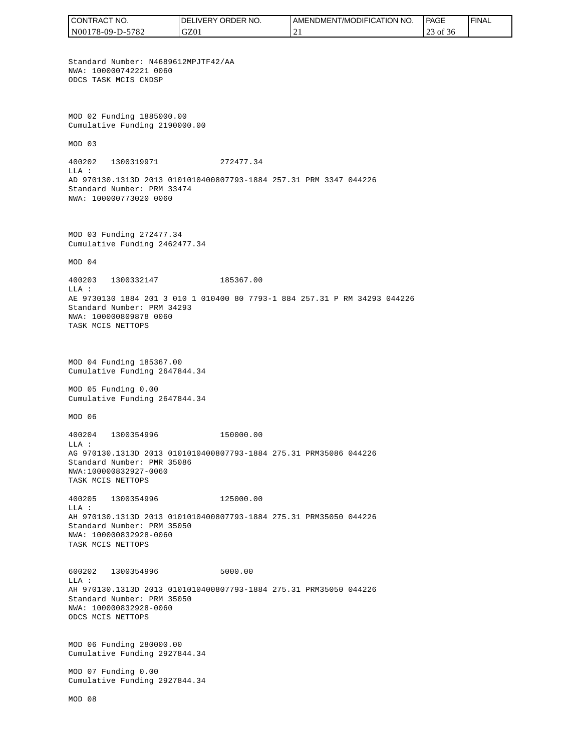Standard Number: N4689612MPJTF42/AA
NWA: 100000742221 0060
ODCS TASK MCIS CNDSP

MOD 02 Funding 1885000.00
Cumulative Funding 2190000.00

MOD 03

400202 1300319971 272477.34
LLA :
AD 970130.1313D 2013 0101010400807793-1884 257.31 PRM 3347 044226
Standard Number: PRM 33474
NWA: 100000773020 0060

MOD 03 Funding 272477.34
Cumulative Funding 2462477.34

MOD 04

400203 1300332147 185367.00
LLA :
AE 9730130 1884 201 3 010 1 010400 80 7793-1 884 257.31 P RM 34293 044226
Standard Number: PRM 34293
NWA: 100000809878 0060
TASK MCIS NETTOPS

MOD 04 Funding 185367.00
Cumulative Funding 2647844.34

MOD 05 Funding 0.00
Cumulative Funding 2647844.34

MOD 06

400204 1300354996 150000.00
LLA :
AG 970130.1313D 2013 0101010400807793-1884 275.31 PRM35086 044226
Standard Number: PMR 35086
NWA:100000832927-0060
TASK MCIS NETTOPS

400205 1300354996 125000.00
LLA :
AH 970130.1313D 2013 0101010400807793-1884 275.31 PRM35050 044226
Standard Number: PRM 35050
NWA: 100000832928-0060
TASK MCIS NETTOPS

600202 1300354996 5000.00
LLA :
AH 970130.1313D 2013 0101010400807793-1884 275.31 PRM35050 044226
Standard Number: PRM 35050
NWA: 100000832928-0060
ODCS MCIS NETTOPS

MOD 06 Funding 280000.00
Cumulative Funding 2927844.34

MOD 07 Funding 0.00
Cumulative Funding 2927844.34

MOD 08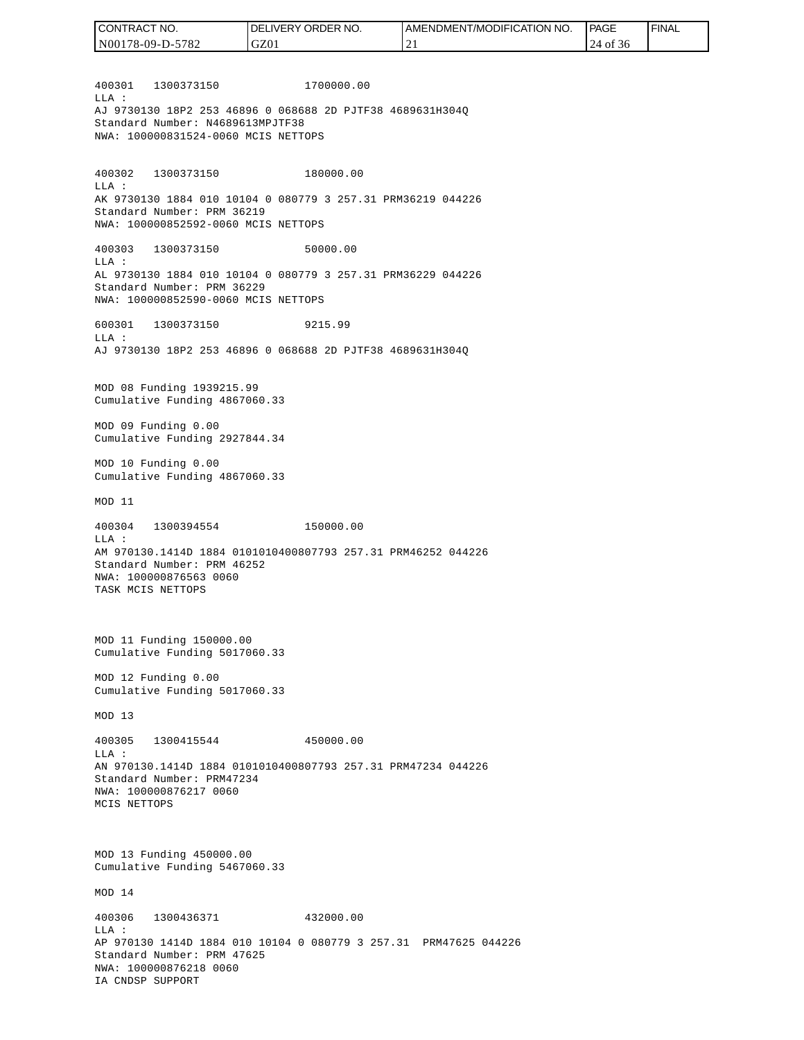400301 1300373150 1700000.00
LLA :
AJ 9730130 18P2 253 46896 0 068688 2D PJTF38 4689631H304Q
Standard Number: N4689613MPJTF38
NWA: 100000831524-0060 MCIS NETTOPS

400302 1300373150 180000.00
LLA :
AK 9730130 1884 010 10104 0 080779 3 257.31 PRM36219 044226
Standard Number: PRM 36219
NWA: 100000852592-0060 MCIS NETTOPS

400303 1300373150 50000.00
LLA :
AL 9730130 1884 010 10104 0 080779 3 257.31 PRM36229 044226
Standard Number: PRM 36229
NWA: 100000852590-0060 MCIS NETTOPS

600301 1300373150 9215.99
LLA :
AJ 9730130 18P2 253 46896 0 068688 2D PJTF38 4689631H304Q

MOD 08 Funding 1939215.99
Cumulative Funding 4867060.33

MOD 09 Funding 0.00
Cumulative Funding 2927844.34

MOD 10 Funding 0.00
Cumulative Funding 4867060.33

MOD 11

400304 1300394554 150000.00
LLA :
AM 970130.1414D 1884 0101010400807793 257.31 PRM46252 044226
Standard Number: PRM 46252
NWA: 100000876563 0060
TASK MCIS NETTOPS

MOD 11 Funding 150000.00
Cumulative Funding 5017060.33

MOD 12 Funding 0.00
Cumulative Funding 5017060.33

MOD 13

400305 1300415544 450000.00
LLA :
AN 970130.1414D 1884 0101010400807793 257.31 PRM47234 044226
Standard Number: PRM47234
NWA: 100000876217 0060
MCIS NETTOPS

MOD 13 Funding 450000.00
Cumulative Funding 5467060.33

MOD 14

400306 1300436371 432000.00
LLA :
AP 970130 1414D 1884 010 10104 0 080779 3 257.31 PRM47625 044226
Standard Number: PRM 47625
NWA: 100000876218 0060
IA CNDSP SUPPORT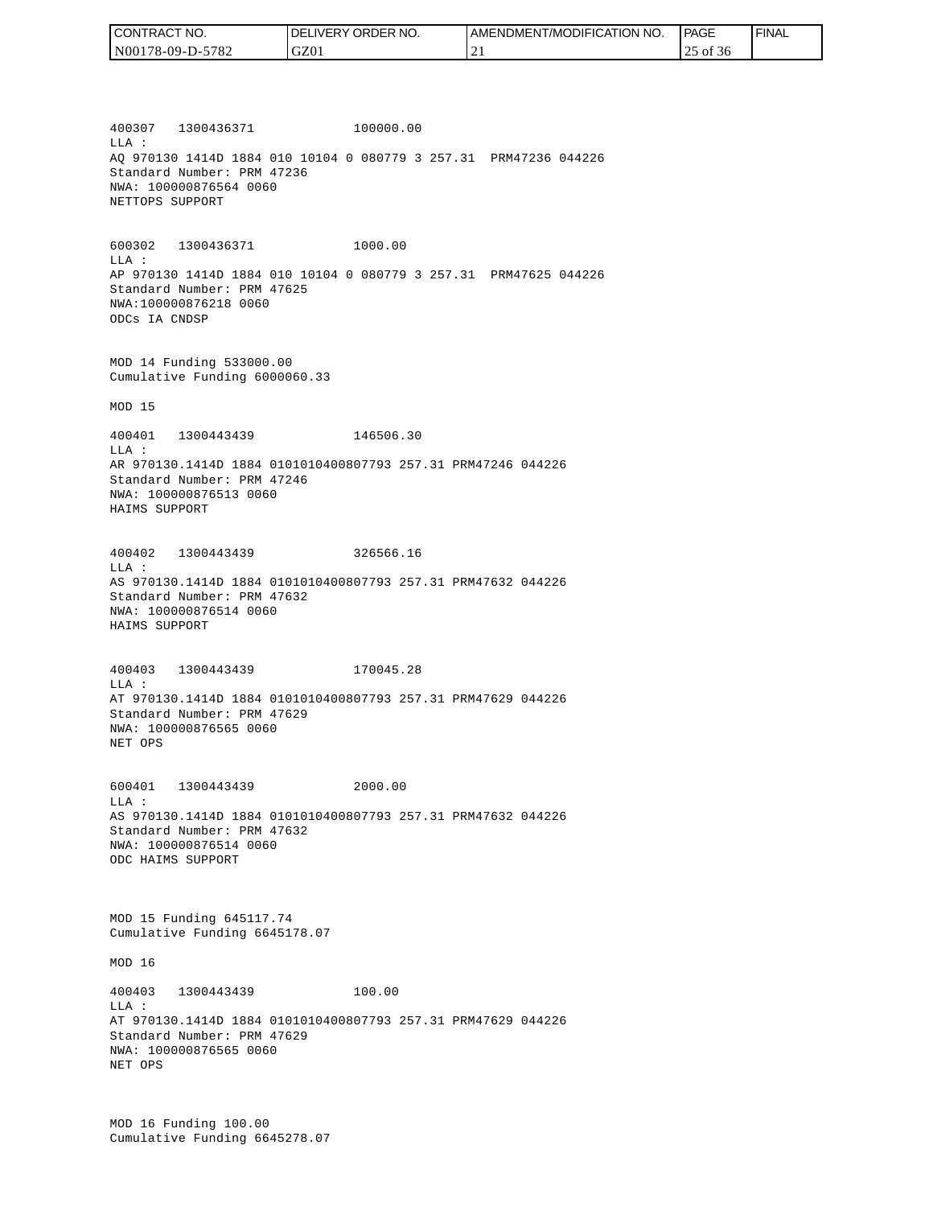400307   1300436371              100000.00
LLA :
AQ 970130 1414D 1884 010 10104 0 080779 3 257.31  PRM47236 044226
Standard Number: PRM 47236
NWA: 100000876564 0060
NETTOPS SUPPORT

600302   1300436371              1000.00
LLA :
AP 970130 1414D 1884 010 10104 0 080779 3 257.31  PRM47625 044226
Standard Number: PRM 47625
NWA:100000876218 0060
ODCs IA CNDSP

MOD 14 Funding 533000.00
Cumulative Funding 6000060.33

MOD 15

400401   1300443439              146506.30
LLA :
AR 970130.1414D 1884 0101010400807793 257.31 PRM47246 044226
Standard Number: PRM 47246
NWA: 100000876513 0060
HAIMS SUPPORT

400402   1300443439              326566.16
LLA :
AS 970130.1414D 1884 0101010400807793 257.31 PRM47632 044226
Standard Number: PRM 47632
NWA: 100000876514 0060
HAIMS SUPPORT

400403   1300443439              170045.28
LLA :
AT 970130.1414D 1884 0101010400807793 257.31 PRM47629 044226
Standard Number: PRM 47629
NWA: 100000876565 0060
NET OPS

600401   1300443439              2000.00
LLA :
AS 970130.1414D 1884 0101010400807793 257.31 PRM47632 044226
Standard Number: PRM 47632
NWA: 100000876514 0060
ODC HAIMS SUPPORT

MOD 15 Funding 645117.74
Cumulative Funding 6645178.07

MOD 16

400403   1300443439              100.00
LLA :
AT 970130.1414D 1884 0101010400807793 257.31 PRM47629 044226
Standard Number: PRM 47629
NWA: 100000876565 0060
NET OPS

MOD 16 Funding 100.00
Cumulative Funding 6645278.07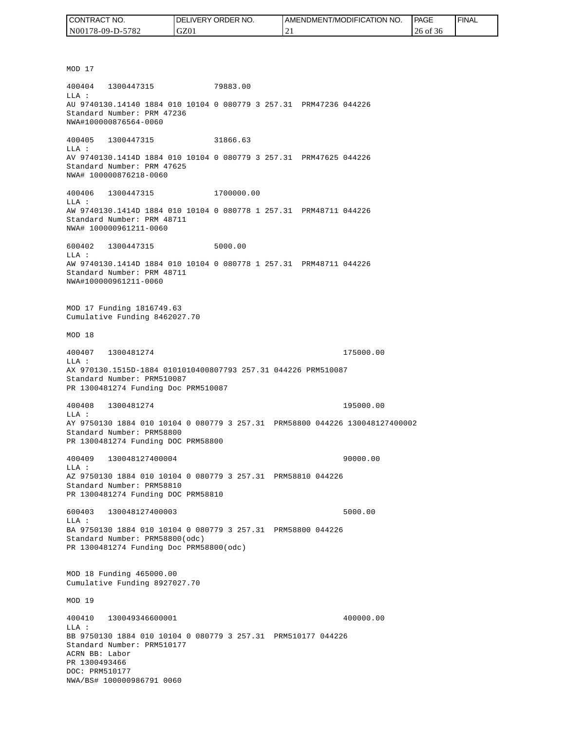MOD 17

400404 1300447315 79883.00
LLA :
AU 9740130.14140 1884 010 10104 0 080779 3 257.31 PRM47236 044226
Standard Number: PRM 47236
NWA#100000876564-0060

400405 1300447315 31866.63
LLA :
AV 9740130.1414D 1884 010 10104 0 080779 3 257.31 PRM47625 044226
Standard Number: PRM 47625
NWA# 100000876218-0060

400406 1300447315 1700000.00
LLA :
AW 9740130.1414D 1884 010 10104 0 080778 1 257.31 PRM48711 044226
Standard Number: PRM 48711
NWA# 100000961211-0060

600402 1300447315 5000.00
LLA :
AW 9740130.1414D 1884 010 10104 0 080778 1 257.31 PRM48711 044226
Standard Number: PRM 48711
NWA#100000961211-0060

MOD 17 Funding 1816749.63
Cumulative Funding 8462027.70

MOD 18

400407 1300481274 175000.00
LLA :
AX 970130.1515D-1884 0101010400807793 257.31 044226 PRM510087
Standard Number: PRM510087
PR 1300481274 Funding Doc PRM510087

400408 1300481274 195000.00
LLA :
AY 9750130 1884 010 10104 0 080779 3 257.31 PRM58800 044226 130048127400002
Standard Number: PRM58800
PR 1300481274 Funding DOC PRM58800

400409 130048127400004 90000.00
LLA :
AZ 9750130 1884 010 10104 0 080779 3 257.31 PRM58810 044226
Standard Number: PRM58810
PR 1300481274 Funding DOC PRM58810

600403 130048127400003 5000.00
LLA :
BA 9750130 1884 010 10104 0 080779 3 257.31 PRM58800 044226
Standard Number: PRM58800(odc)
PR 1300481274 Funding Doc PRM58800(odc)

MOD 18 Funding 465000.00
Cumulative Funding 8927027.70

MOD 19

400410 130049346600001 400000.00
LLA :
BB 9750130 1884 010 10104 0 080779 3 257.31 PRM510177 044226
Standard Number: PRM510177
ACRN BB: Labor
PR 1300493466
DOC: PRM510177
NWA/BS# 100000986791 0060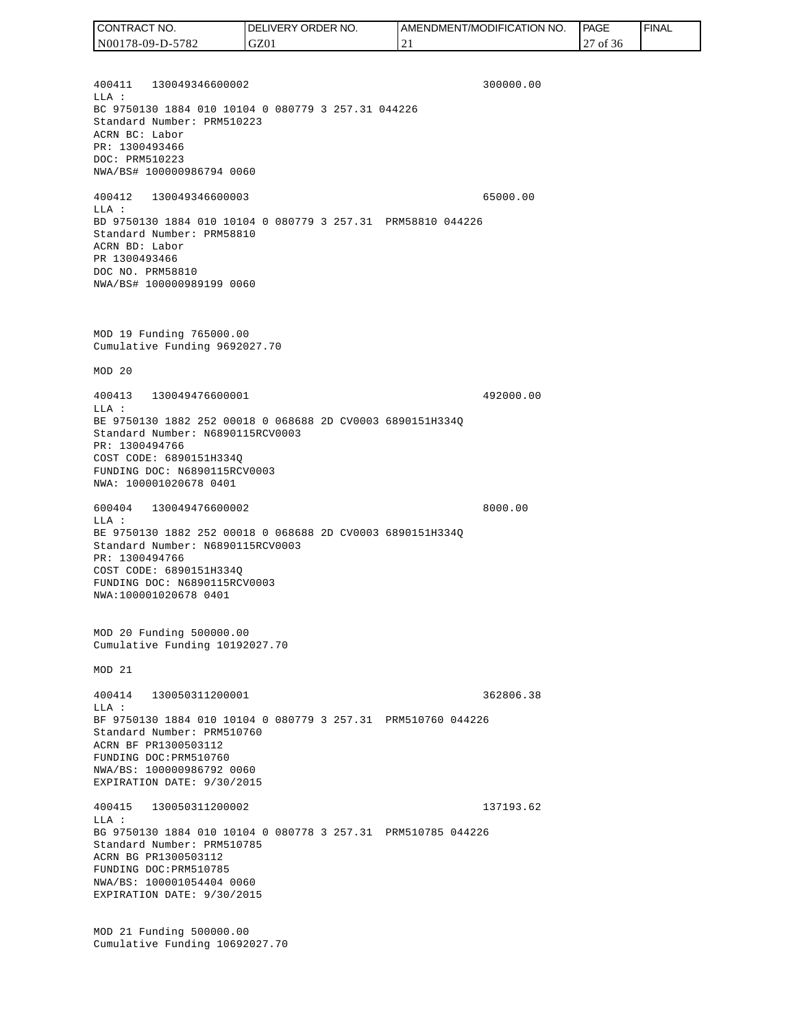400411 130049346600002 300000.00
LLA :
BC 9750130 1884 010 10104 0 080779 3 257.31 044226
Standard Number: PRM510223
ACRN BC: Labor
PR: 1300493466
DOC: PRM510223
NWA/BS# 100000986794 0060

400412 130049346600003 65000.00
LLA :
BD 9750130 1884 010 10104 0 080779 3 257.31 PRM58810 044226
Standard Number: PRM58810
ACRN BD: Labor
PR 1300493466
DOC NO. PRM58810
NWA/BS# 100000989199 0060

MOD 19 Funding 765000.00
Cumulative Funding 9692027.70

MOD 20

400413 130049476600001 492000.00
LLA :
BE 9750130 1882 252 00018 0 068688 2D CV0003 6890151H334Q
Standard Number: N6890115RCV0003
PR: 1300494766
COST CODE: 6890151H334Q
FUNDING DOC: N6890115RCV0003
NWA: 100001020678 0401

600404 130049476600002 8000.00
LLA :
BE 9750130 1882 252 00018 0 068688 2D CV0003 6890151H334Q
Standard Number: N6890115RCV0003
PR: 1300494766
COST CODE: 6890151H334Q
FUNDING DOC: N6890115RCV0003
NWA:100001020678 0401

MOD 20 Funding 500000.00
Cumulative Funding 10192027.70

MOD 21

400414 130050311200001 362806.38
LLA :
BF 9750130 1884 010 10104 0 080779 3 257.31 PRM510760 044226
Standard Number: PRM510760
ACRN BF PR1300503112
FUNDING DOC:PRM510760
NWA/BS: 100000986792 0060
EXPIRATION DATE: 9/30/2015

400415 130050311200002 137193.62
LLA :
BG 9750130 1884 010 10104 0 080778 3 257.31 PRM510785 044226
Standard Number: PRM510785
ACRN BG PR1300503112
FUNDING DOC:PRM510785
NWA/BS: 100001054404 0060
EXPIRATION DATE: 9/30/2015

MOD 21 Funding 500000.00
Cumulative Funding 10692027.70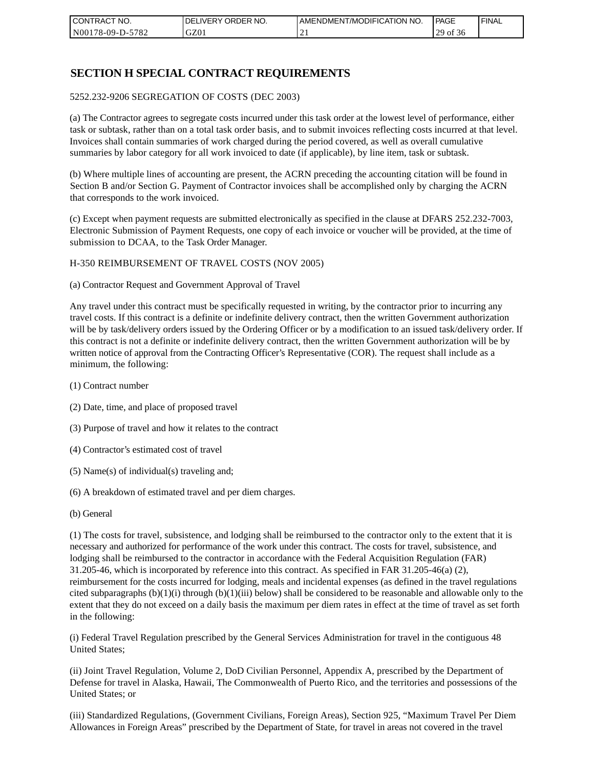## SECTION H SPECIAL CONTRACT REQUIREMENTS

5252.232-9206 SEGREGATION OF COSTS (DEC 2003)

(a) The Contractor agrees to segregate costs incurred under this task order at the lowest level of performance, either task or subtask, rather than on a total task order basis, and to submit invoices reflecting costs incurred at that level. Invoices shall contain summaries of work charged during the period covered, as well as overall cumulative summaries by labor category for all work invoiced to date (if applicable), by line item, task or subtask.

(b) Where multiple lines of accounting are present, the ACRN preceding the accounting citation will be found in Section B and/or Section G. Payment of Contractor invoices shall be accomplished only by charging the ACRN that corresponds to the work invoiced.

(c) Except when payment requests are submitted electronically as specified in the clause at DFARS 252.232-7003, Electronic Submission of Payment Requests, one copy of each invoice or voucher will be provided, at the time of submission to DCAA, to the Task Order Manager.

H-350 REIMBURSEMENT OF TRAVEL COSTS (NOV 2005)

(a) Contractor Request and Government Approval of Travel

Any travel under this contract must be specifically requested in writing, by the contractor prior to incurring any travel costs. If this contract is a definite or indefinite delivery contract, then the written Government authorization will be by task/delivery orders issued by the Ordering Officer or by a modification to an issued task/delivery order. If this contract is not a definite or indefinite delivery contract, then the written Government authorization will be by written notice of approval from the Contracting Officer’s Representative (COR). The request shall include as a minimum, the following:

(1) Contract number

(2) Date, time, and place of proposed travel

(3) Purpose of travel and how it relates to the contract

(4) Contractor’s estimated cost of travel

(5) Name(s) of individual(s) traveling and;

(6) A breakdown of estimated travel and per diem charges.

(b) General

(1) The costs for travel, subsistence, and lodging shall be reimbursed to the contractor only to the extent that it is necessary and authorized for performance of the work under this contract. The costs for travel, subsistence, and lodging shall be reimbursed to the contractor in accordance with the Federal Acquisition Regulation (FAR) 31.205-46, which is incorporated by reference into this contract. As specified in FAR 31.205-46(a) (2), reimbursement for the costs incurred for lodging, meals and incidental expenses (as defined in the travel regulations cited subparagraphs (b)(1)(i) through (b)(1)(iii) below) shall be considered to be reasonable and allowable only to the extent that they do not exceed on a daily basis the maximum per diem rates in effect at the time of travel as set forth in the following:

(i) Federal Travel Regulation prescribed by the General Services Administration for travel in the contiguous 48 United States;

(ii) Joint Travel Regulation, Volume 2, DoD Civilian Personnel, Appendix A, prescribed by the Department of Defense for travel in Alaska, Hawaii, The Commonwealth of Puerto Rico, and the territories and possessions of the United States; or

(iii) Standardized Regulations, (Government Civilians, Foreign Areas), Section 925, “Maximum Travel Per Diem Allowances in Foreign Areas” prescribed by the Department of State, for travel in areas not covered in the travel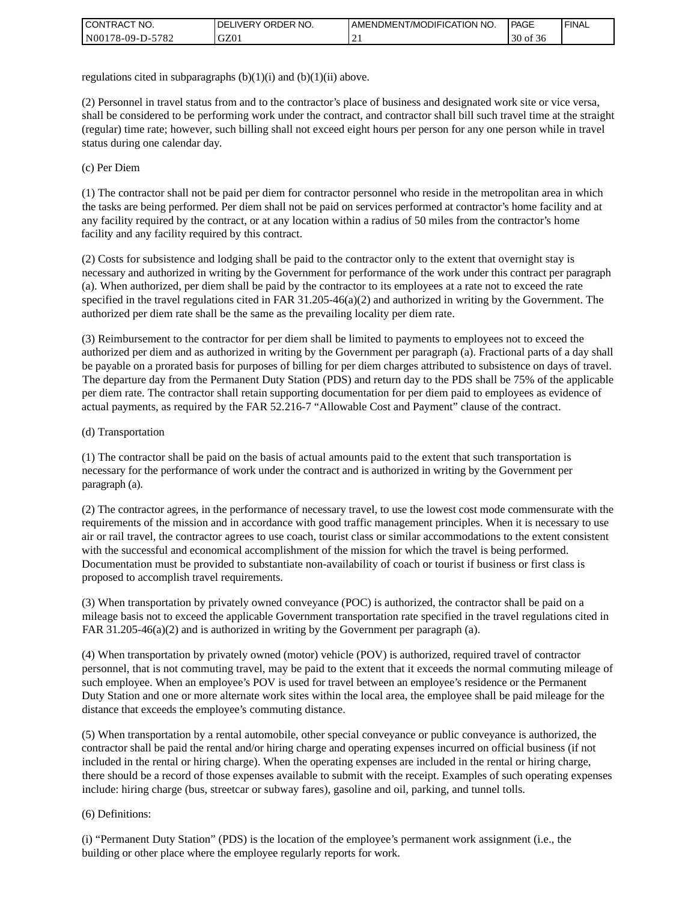regulations cited in subparagraphs (b)(1)(i) and (b)(1)(ii) above.

(2) Personnel in travel status from and to the contractor's place of business and designated work site or vice versa, shall be considered to be performing work under the contract, and contractor shall bill such travel time at the straight (regular) time rate; however, such billing shall not exceed eight hours per person for any one person while in travel status during one calendar day.

(c) Per Diem

(1) The contractor shall not be paid per diem for contractor personnel who reside in the metropolitan area in which the tasks are being performed. Per diem shall not be paid on services performed at contractor's home facility and at any facility required by the contract, or at any location within a radius of 50 miles from the contractor's home facility and any facility required by this contract.

(2) Costs for subsistence and lodging shall be paid to the contractor only to the extent that overnight stay is necessary and authorized in writing by the Government for performance of the work under this contract per paragraph (a). When authorized, per diem shall be paid by the contractor to its employees at a rate not to exceed the rate specified in the travel regulations cited in FAR 31.205-46(a)(2) and authorized in writing by the Government. The authorized per diem rate shall be the same as the prevailing locality per diem rate.

(3) Reimbursement to the contractor for per diem shall be limited to payments to employees not to exceed the authorized per diem and as authorized in writing by the Government per paragraph (a). Fractional parts of a day shall be payable on a prorated basis for purposes of billing for per diem charges attributed to subsistence on days of travel. The departure day from the Permanent Duty Station (PDS) and return day to the PDS shall be 75% of the applicable per diem rate. The contractor shall retain supporting documentation for per diem paid to employees as evidence of actual payments, as required by the FAR 52.216-7 "Allowable Cost and Payment" clause of the contract.

(d) Transportation

(1) The contractor shall be paid on the basis of actual amounts paid to the extent that such transportation is necessary for the performance of work under the contract and is authorized in writing by the Government per paragraph (a).

(2) The contractor agrees, in the performance of necessary travel, to use the lowest cost mode commensurate with the requirements of the mission and in accordance with good traffic management principles. When it is necessary to use air or rail travel, the contractor agrees to use coach, tourist class or similar accommodations to the extent consistent with the successful and economical accomplishment of the mission for which the travel is being performed. Documentation must be provided to substantiate non-availability of coach or tourist if business or first class is proposed to accomplish travel requirements.

(3) When transportation by privately owned conveyance (POC) is authorized, the contractor shall be paid on a mileage basis not to exceed the applicable Government transportation rate specified in the travel regulations cited in FAR 31.205-46(a)(2) and is authorized in writing by the Government per paragraph (a).

(4) When transportation by privately owned (motor) vehicle (POV) is authorized, required travel of contractor personnel, that is not commuting travel, may be paid to the extent that it exceeds the normal commuting mileage of such employee. When an employee's POV is used for travel between an employee's residence or the Permanent Duty Station and one or more alternate work sites within the local area, the employee shall be paid mileage for the distance that exceeds the employee's commuting distance.

(5) When transportation by a rental automobile, other special conveyance or public conveyance is authorized, the contractor shall be paid the rental and/or hiring charge and operating expenses incurred on official business (if not included in the rental or hiring charge). When the operating expenses are included in the rental or hiring charge, there should be a record of those expenses available to submit with the receipt. Examples of such operating expenses include: hiring charge (bus, streetcar or subway fares), gasoline and oil, parking, and tunnel tolls.

(6) Definitions:

(i) "Permanent Duty Station" (PDS) is the location of the employee's permanent work assignment (i.e., the building or other place where the employee regularly reports for work.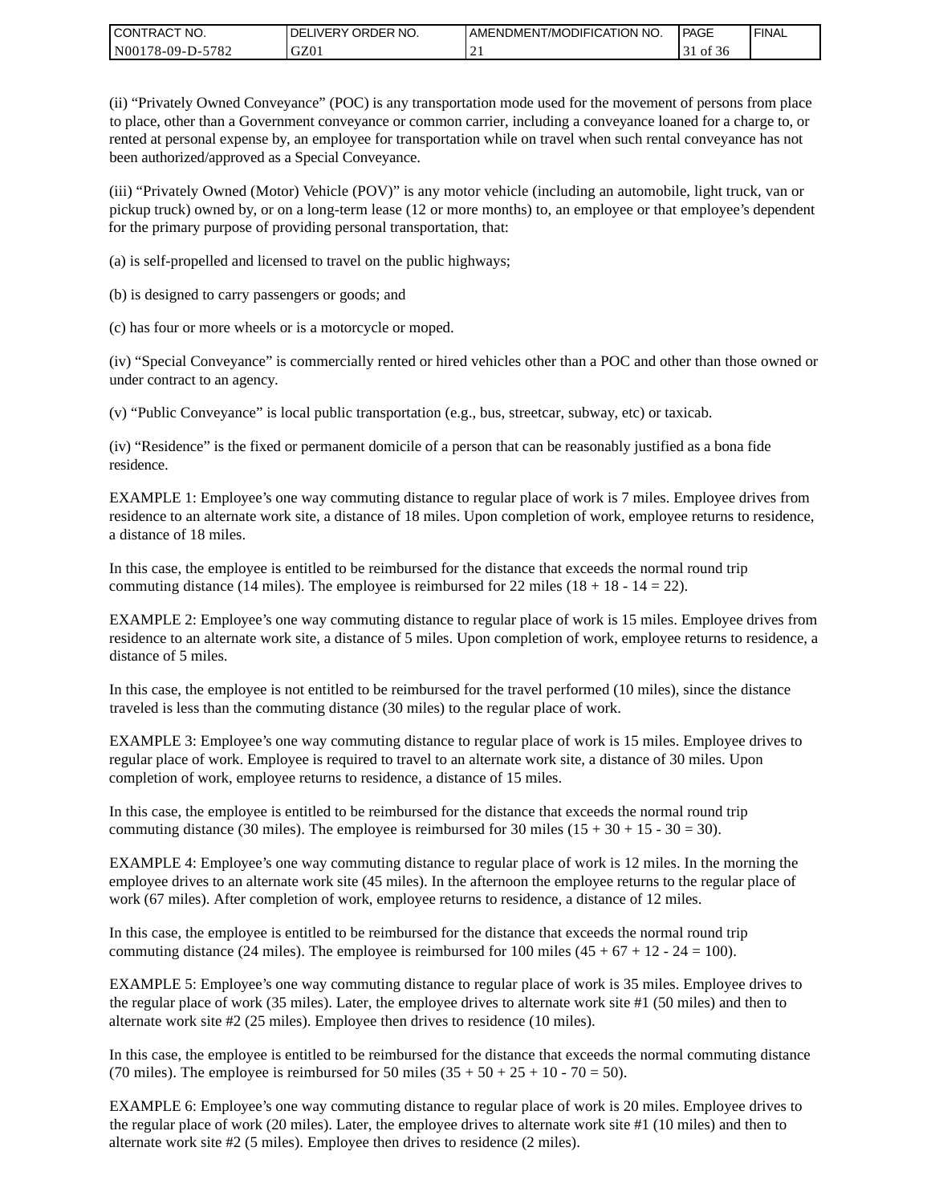(ii) “Privately Owned Conveyance” (POC) is any transportation mode used for the movement of persons from place to place, other than a Government conveyance or common carrier, including a conveyance loaned for a charge to, or rented at personal expense by, an employee for transportation while on travel when such rental conveyance has not been authorized/approved as a Special Conveyance.

(iii) “Privately Owned (Motor) Vehicle (POV)” is any motor vehicle (including an automobile, light truck, van or pickup truck) owned by, or on a long-term lease (12 or more months) to, an employee or that employee’s dependent for the primary purpose of providing personal transportation, that:

(a) is self-propelled and licensed to travel on the public highways;

(b) is designed to carry passengers or goods; and

(c) has four or more wheels or is a motorcycle or moped.

(iv) “Special Conveyance” is commercially rented or hired vehicles other than a POC and other than those owned or under contract to an agency.

(v) “Public Conveyance” is local public transportation (e.g., bus, streetcar, subway, etc) or taxicab.

(iv) “Residence” is the fixed or permanent domicile of a person that can be reasonably justified as a bona fide residence.

EXAMPLE 1: Employee’s one way commuting distance to regular place of work is 7 miles. Employee drives from residence to an alternate work site, a distance of 18 miles. Upon completion of work, employee returns to residence, a distance of 18 miles.

In this case, the employee is entitled to be reimbursed for the distance that exceeds the normal round trip commuting distance (14 miles). The employee is reimbursed for 22 miles (18 + 18 - 14 = 22).

EXAMPLE 2: Employee’s one way commuting distance to regular place of work is 15 miles. Employee drives from residence to an alternate work site, a distance of 5 miles. Upon completion of work, employee returns to residence, a distance of 5 miles.

In this case, the employee is not entitled to be reimbursed for the travel performed (10 miles), since the distance traveled is less than the commuting distance (30 miles) to the regular place of work.

EXAMPLE 3: Employee’s one way commuting distance to regular place of work is 15 miles. Employee drives to regular place of work. Employee is required to travel to an alternate work site, a distance of 30 miles. Upon completion of work, employee returns to residence, a distance of 15 miles.

In this case, the employee is entitled to be reimbursed for the distance that exceeds the normal round trip commuting distance (30 miles). The employee is reimbursed for 30 miles (15 + 30 + 15 - 30 = 30).

EXAMPLE 4: Employee’s one way commuting distance to regular place of work is 12 miles. In the morning the employee drives to an alternate work site (45 miles). In the afternoon the employee returns to the regular place of work (67 miles). After completion of work, employee returns to residence, a distance of 12 miles.

In this case, the employee is entitled to be reimbursed for the distance that exceeds the normal round trip commuting distance (24 miles). The employee is reimbursed for 100 miles (45 + 67 + 12 - 24 = 100).

EXAMPLE 5: Employee’s one way commuting distance to regular place of work is 35 miles. Employee drives to the regular place of work (35 miles). Later, the employee drives to alternate work site #1 (50 miles) and then to alternate work site #2 (25 miles). Employee then drives to residence (10 miles).

In this case, the employee is entitled to be reimbursed for the distance that exceeds the normal commuting distance (70 miles). The employee is reimbursed for 50 miles (35 + 50 + 25 + 10 - 70 = 50).

EXAMPLE 6: Employee’s one way commuting distance to regular place of work is 20 miles. Employee drives to the regular place of work (20 miles). Later, the employee drives to alternate work site #1 (10 miles) and then to alternate work site #2 (5 miles). Employee then drives to residence (2 miles).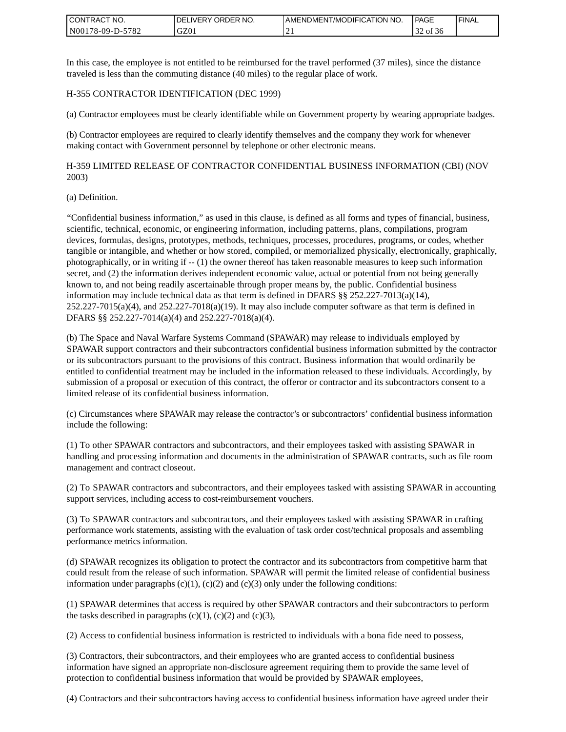In this case, the employee is not entitled to be reimbursed for the travel performed (37 miles), since the distance traveled is less than the commuting distance (40 miles) to the regular place of work.

H-355 CONTRACTOR IDENTIFICATION (DEC 1999)

(a) Contractor employees must be clearly identifiable while on Government property by wearing appropriate badges.

(b) Contractor employees are required to clearly identify themselves and the company they work for whenever making contact with Government personnel by telephone or other electronic means.

H-359 LIMITED RELEASE OF CONTRACTOR CONFIDENTIAL BUSINESS INFORMATION (CBI) (NOV 2003)

(a) Definition.

"Confidential business information," as used in this clause, is defined as all forms and types of financial, business, scientific, technical, economic, or engineering information, including patterns, plans, compilations, program devices, formulas, designs, prototypes, methods, techniques, processes, procedures, programs, or codes, whether tangible or intangible, and whether or how stored, compiled, or memorialized physically, electronically, graphically, photographically, or in writing if -- (1) the owner thereof has taken reasonable measures to keep such information secret, and (2) the information derives independent economic value, actual or potential from not being generally known to, and not being readily ascertainable through proper means by, the public. Confidential business information may include technical data as that term is defined in DFARS §§ 252.227-7013(a)(14), 252.227-7015(a)(4), and 252.227-7018(a)(19). It may also include computer software as that term is defined in DFARS §§ 252.227-7014(a)(4) and 252.227-7018(a)(4).

(b) The Space and Naval Warfare Systems Command (SPAWAR) may release to individuals employed by SPAWAR support contractors and their subcontractors confidential business information submitted by the contractor or its subcontractors pursuant to the provisions of this contract. Business information that would ordinarily be entitled to confidential treatment may be included in the information released to these individuals. Accordingly, by submission of a proposal or execution of this contract, the offeror or contractor and its subcontractors consent to a limited release of its confidential business information.

(c) Circumstances where SPAWAR may release the contractor's or subcontractors' confidential business information include the following:

(1) To other SPAWAR contractors and subcontractors, and their employees tasked with assisting SPAWAR in handling and processing information and documents in the administration of SPAWAR contracts, such as file room management and contract closeout.

(2) To SPAWAR contractors and subcontractors, and their employees tasked with assisting SPAWAR in accounting support services, including access to cost-reimbursement vouchers.

(3) To SPAWAR contractors and subcontractors, and their employees tasked with assisting SPAWAR in crafting performance work statements, assisting with the evaluation of task order cost/technical proposals and assembling performance metrics information.

(d) SPAWAR recognizes its obligation to protect the contractor and its subcontractors from competitive harm that could result from the release of such information. SPAWAR will permit the limited release of confidential business information under paragraphs (c)(1), (c)(2) and (c)(3) only under the following conditions:

(1) SPAWAR determines that access is required by other SPAWAR contractors and their subcontractors to perform the tasks described in paragraphs (c)(1), (c)(2) and (c)(3),

(2) Access to confidential business information is restricted to individuals with a bona fide need to possess,

(3) Contractors, their subcontractors, and their employees who are granted access to confidential business information have signed an appropriate non-disclosure agreement requiring them to provide the same level of protection to confidential business information that would be provided by SPAWAR employees,

(4) Contractors and their subcontractors having access to confidential business information have agreed under their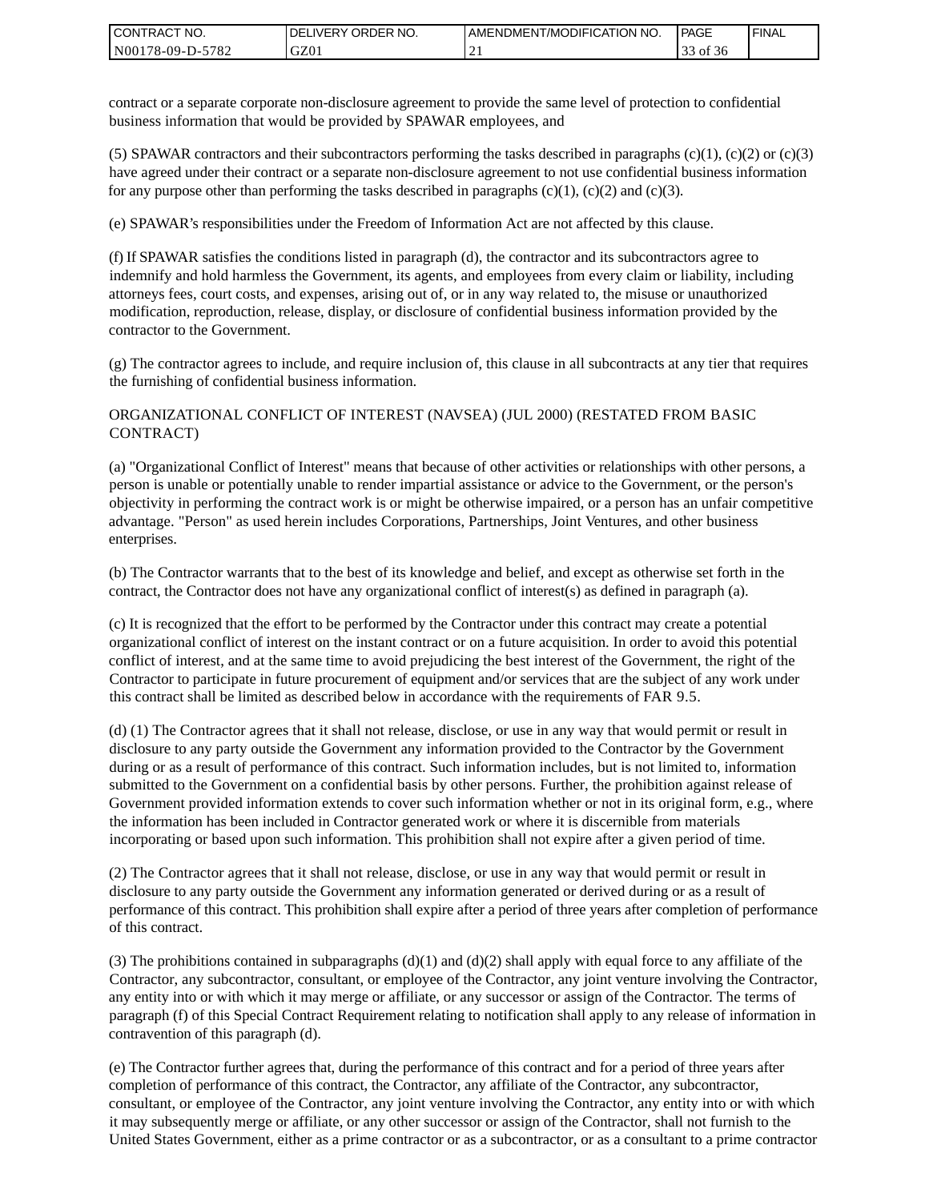contract or a separate corporate non-disclosure agreement to provide the same level of protection to confidential business information that would be provided by SPAWAR employees, and

(5) SPAWAR contractors and their subcontractors performing the tasks described in paragraphs (c)(1), (c)(2) or (c)(3) have agreed under their contract or a separate non-disclosure agreement to not use confidential business information for any purpose other than performing the tasks described in paragraphs (c)(1), (c)(2) and (c)(3).

(e) SPAWAR's responsibilities under the Freedom of Information Act are not affected by this clause.

(f) If SPAWAR satisfies the conditions listed in paragraph (d), the contractor and its subcontractors agree to indemnify and hold harmless the Government, its agents, and employees from every claim or liability, including attorneys fees, court costs, and expenses, arising out of, or in any way related to, the misuse or unauthorized modification, reproduction, release, display, or disclosure of confidential business information provided by the contractor to the Government.

(g) The contractor agrees to include, and require inclusion of, this clause in all subcontracts at any tier that requires the furnishing of confidential business information.

ORGANIZATIONAL CONFLICT OF INTEREST (NAVSEA) (JUL 2000) (RESTATED FROM BASIC CONTRACT)

(a) "Organizational Conflict of Interest" means that because of other activities or relationships with other persons, a person is unable or potentially unable to render impartial assistance or advice to the Government, or the person's objectivity in performing the contract work is or might be otherwise impaired, or a person has an unfair competitive advantage. "Person" as used herein includes Corporations, Partnerships, Joint Ventures, and other business enterprises.

(b) The Contractor warrants that to the best of its knowledge and belief, and except as otherwise set forth in the contract, the Contractor does not have any organizational conflict of interest(s) as defined in paragraph (a).

(c) It is recognized that the effort to be performed by the Contractor under this contract may create a potential organizational conflict of interest on the instant contract or on a future acquisition. In order to avoid this potential conflict of interest, and at the same time to avoid prejudicing the best interest of the Government, the right of the Contractor to participate in future procurement of equipment and/or services that are the subject of any work under this contract shall be limited as described below in accordance with the requirements of FAR 9.5.

(d) (1) The Contractor agrees that it shall not release, disclose, or use in any way that would permit or result in disclosure to any party outside the Government any information provided to the Contractor by the Government during or as a result of performance of this contract. Such information includes, but is not limited to, information submitted to the Government on a confidential basis by other persons. Further, the prohibition against release of Government provided information extends to cover such information whether or not in its original form, e.g., where the information has been included in Contractor generated work or where it is discernible from materials incorporating or based upon such information. This prohibition shall not expire after a given period of time.

(2) The Contractor agrees that it shall not release, disclose, or use in any way that would permit or result in disclosure to any party outside the Government any information generated or derived during or as a result of performance of this contract. This prohibition shall expire after a period of three years after completion of performance of this contract.

(3) The prohibitions contained in subparagraphs (d)(1) and (d)(2) shall apply with equal force to any affiliate of the Contractor, any subcontractor, consultant, or employee of the Contractor, any joint venture involving the Contractor, any entity into or with which it may merge or affiliate, or any successor or assign of the Contractor. The terms of paragraph (f) of this Special Contract Requirement relating to notification shall apply to any release of information in contravention of this paragraph (d).

(e) The Contractor further agrees that, during the performance of this contract and for a period of three years after completion of performance of this contract, the Contractor, any affiliate of the Contractor, any subcontractor, consultant, or employee of the Contractor, any joint venture involving the Contractor, any entity into or with which it may subsequently merge or affiliate, or any other successor or assign of the Contractor, shall not furnish to the United States Government, either as a prime contractor or as a subcontractor, or as a consultant to a prime contractor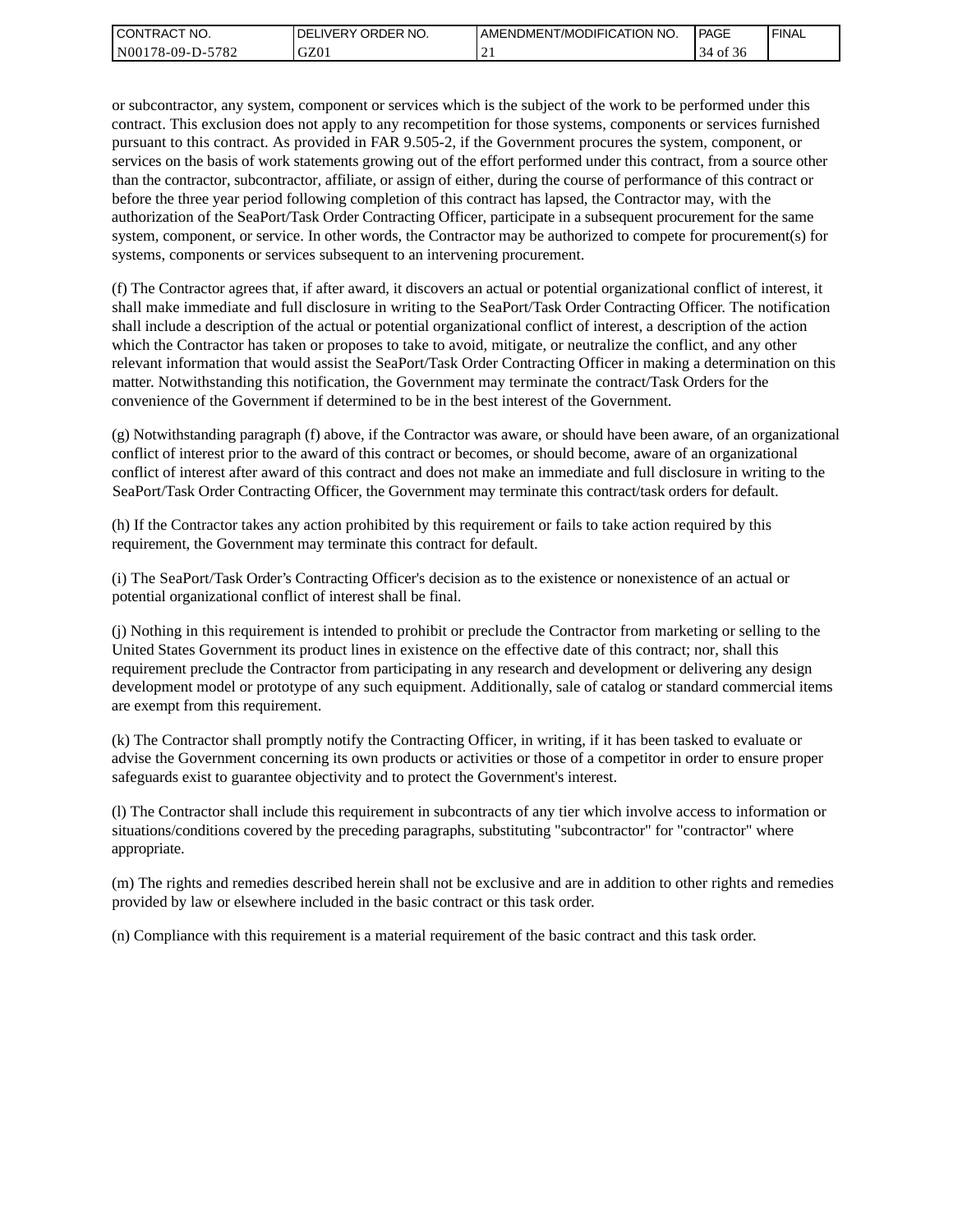or subcontractor, any system, component or services which is the subject of the work to be performed under this contract. This exclusion does not apply to any recompetition for those systems, components or services furnished pursuant to this contract. As provided in FAR 9.505-2, if the Government procures the system, component, or services on the basis of work statements growing out of the effort performed under this contract, from a source other than the contractor, subcontractor, affiliate, or assign of either, during the course of performance of this contract or before the three year period following completion of this contract has lapsed, the Contractor may, with the authorization of the SeaPort/Task Order Contracting Officer, participate in a subsequent procurement for the same system, component, or service. In other words, the Contractor may be authorized to compete for procurement(s) for systems, components or services subsequent to an intervening procurement.

(f) The Contractor agrees that, if after award, it discovers an actual or potential organizational conflict of interest, it shall make immediate and full disclosure in writing to the SeaPort/Task Order Contracting Officer. The notification shall include a description of the actual or potential organizational conflict of interest, a description of the action which the Contractor has taken or proposes to take to avoid, mitigate, or neutralize the conflict, and any other relevant information that would assist the SeaPort/Task Order Contracting Officer in making a determination on this matter. Notwithstanding this notification, the Government may terminate the contract/Task Orders for the convenience of the Government if determined to be in the best interest of the Government.

(g) Notwithstanding paragraph (f) above, if the Contractor was aware, or should have been aware, of an organizational conflict of interest prior to the award of this contract or becomes, or should become, aware of an organizational conflict of interest after award of this contract and does not make an immediate and full disclosure in writing to the SeaPort/Task Order Contracting Officer, the Government may terminate this contract/task orders for default.

(h) If the Contractor takes any action prohibited by this requirement or fails to take action required by this requirement, the Government may terminate this contract for default.

(i) The SeaPort/Task Order's Contracting Officer's decision as to the existence or nonexistence of an actual or potential organizational conflict of interest shall be final.

(j) Nothing in this requirement is intended to prohibit or preclude the Contractor from marketing or selling to the United States Government its product lines in existence on the effective date of this contract; nor, shall this requirement preclude the Contractor from participating in any research and development or delivering any design development model or prototype of any such equipment. Additionally, sale of catalog or standard commercial items are exempt from this requirement.

(k) The Contractor shall promptly notify the Contracting Officer, in writing, if it has been tasked to evaluate or advise the Government concerning its own products or activities or those of a competitor in order to ensure proper safeguards exist to guarantee objectivity and to protect the Government's interest.

(l) The Contractor shall include this requirement in subcontracts of any tier which involve access to information or situations/conditions covered by the preceding paragraphs, substituting "subcontractor" for "contractor" where appropriate.

(m) The rights and remedies described herein shall not be exclusive and are in addition to other rights and remedies provided by law or elsewhere included in the basic contract or this task order.

(n) Compliance with this requirement is a material requirement of the basic contract and this task order.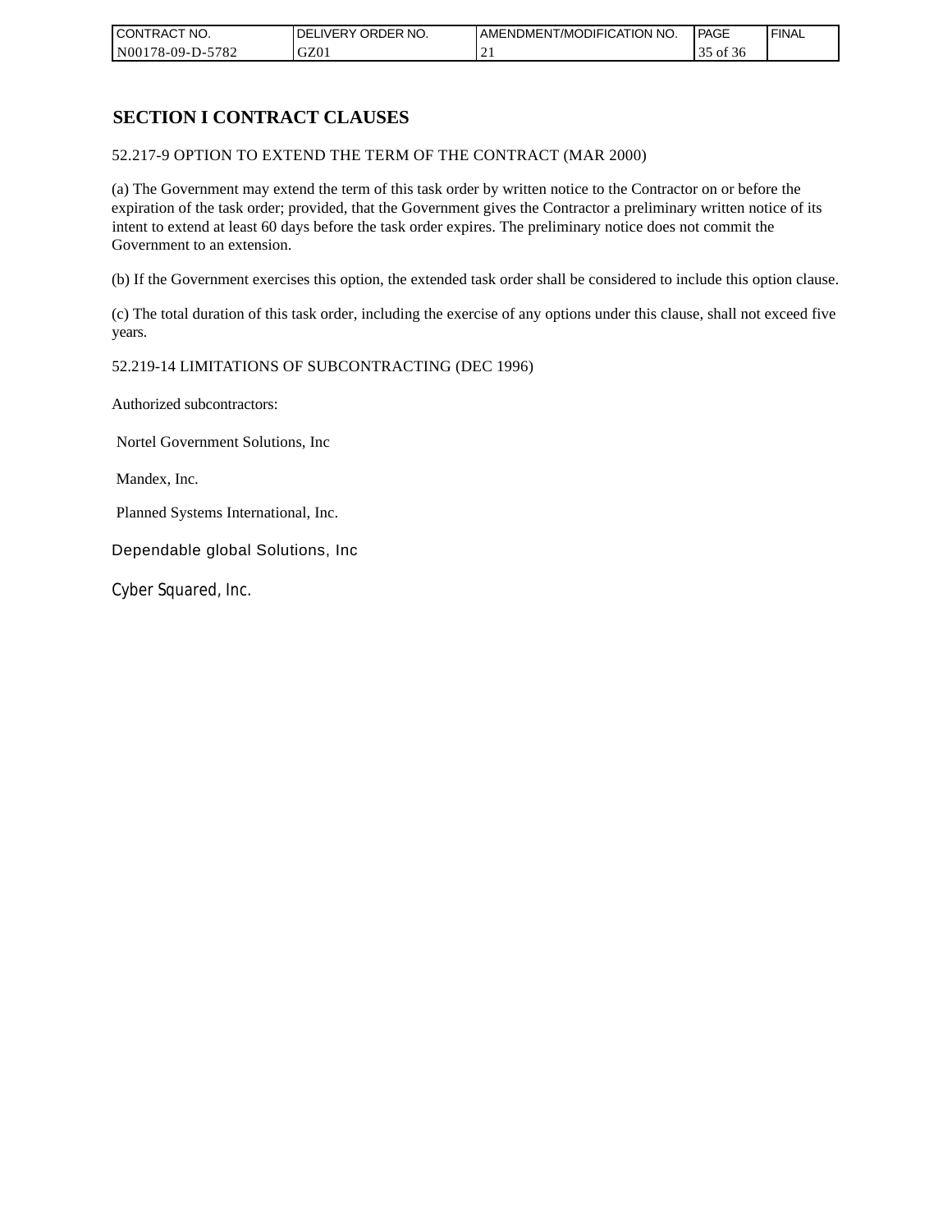# SECTION I CONTRACT CLAUSES

52.217-9 OPTION TO EXTEND THE TERM OF THE CONTRACT (MAR 2000)

(a) The Government may extend the term of this task order by written notice to the Contractor on or before the expiration of the task order; provided, that the Government gives the Contractor a preliminary written notice of its intent to extend at least 60 days before the task order expires. The preliminary notice does not commit the Government to an extension.

(b) If the Government exercises this option, the extended task order shall be considered to include this option clause.

(c) The total duration of this task order, including the exercise of any options under this clause, shall not exceed five years.

52.219-14 LIMITATIONS OF SUBCONTRACTING (DEC 1996)

Authorized subcontractors:

Nortel Government Solutions, Inc

Mandex, Inc.

Planned Systems International, Inc.

Dependable global Solutions, Inc

Cyber Squared, Inc.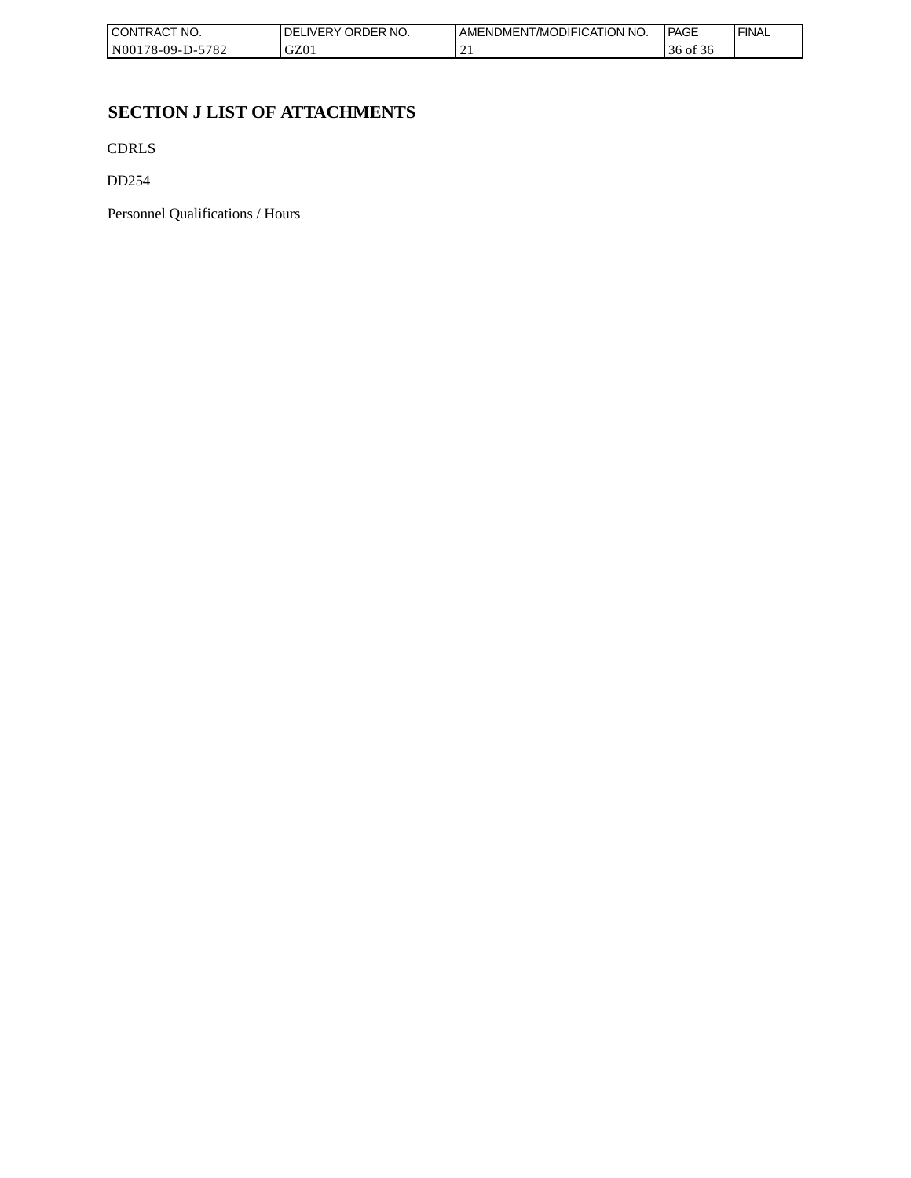## SECTION J LIST OF ATTACHMENTS

CDRLS

DD254

Personnel Qualifications / Hours